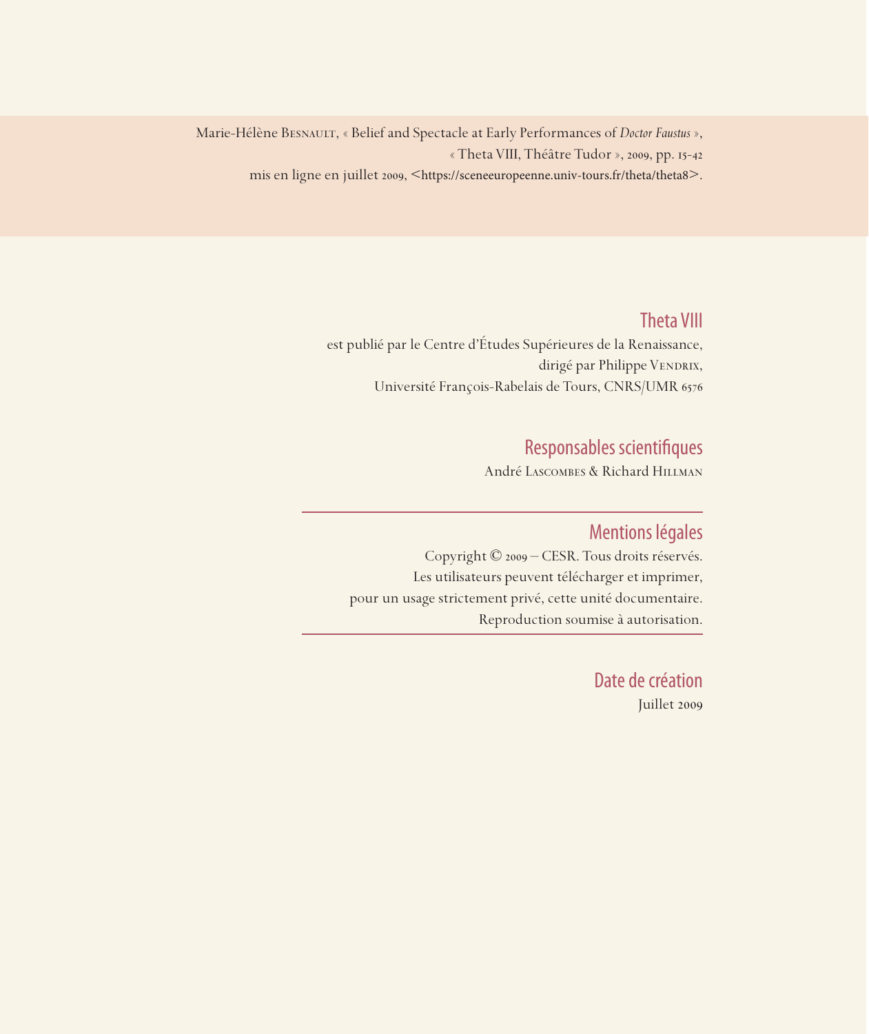Marie-Hélène Besnault, « Belief and Spectacle at Early Performances of *Doctor Faustus* »,
« Theta VIII, Théâtre Tudor », 2009, pp. 15-42
mis en ligne en juillet 2009, <https://sceneeuropeenne.univ-tours.fr/theta/theta8>.

## Theta VIII

est publié par le Centre d'Études Supérieures de la Renaissance,
dirigé par Philippe Vendrix,
Université François-Rabelais de Tours, CNRS/UMR 6576

## Responsables scientifiques

André Lascombes & Richard Hillman

## Mentions légales

Copyright © 2009 – CESR. Tous droits réservés.
Les utilisateurs peuvent télécharger et imprimer,
pour un usage strictement privé, cette unité documentaire.
Reproduction soumise à autorisation.

## Date de création

Juillet 2009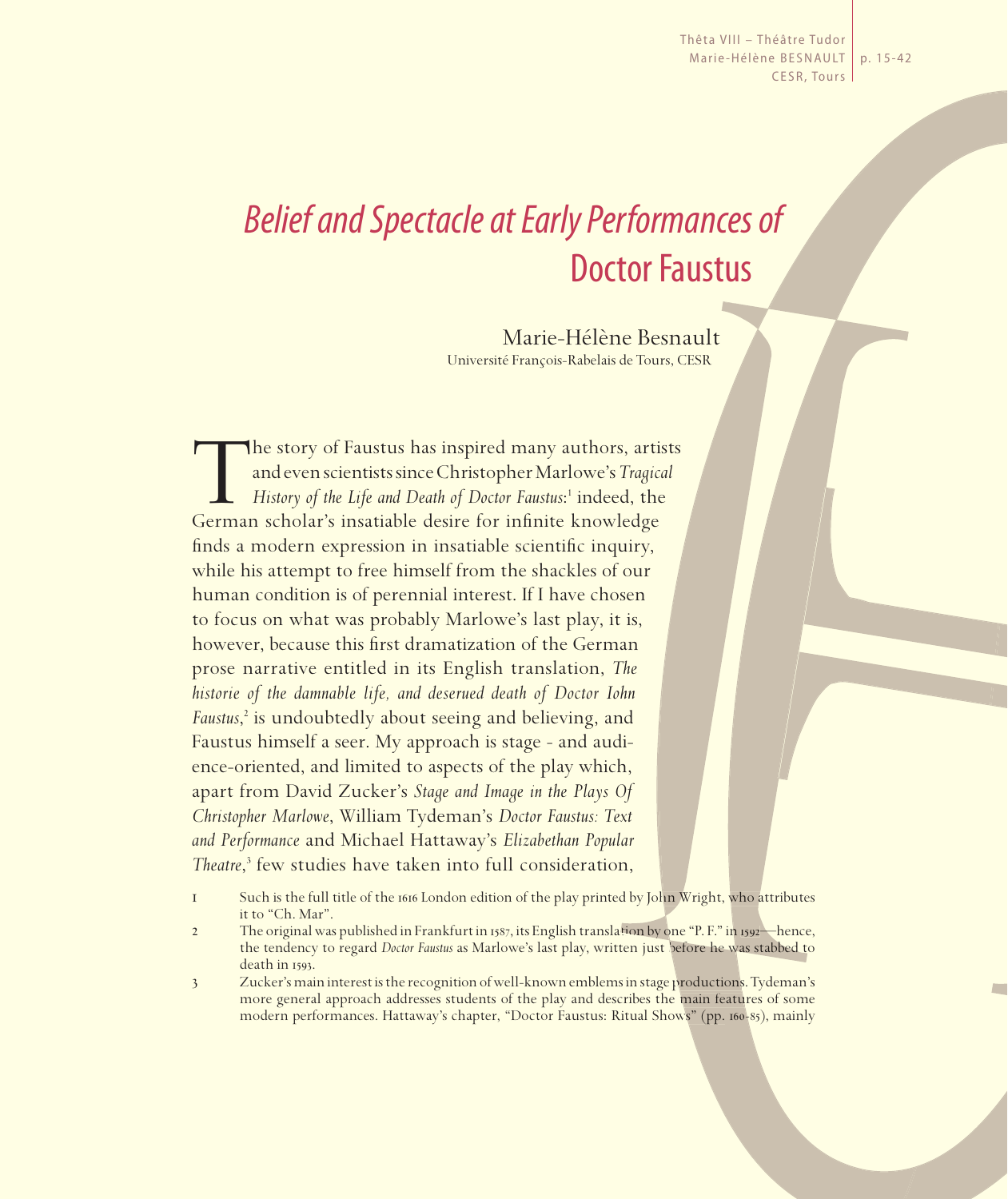# *Belief and Spectacle at Early Performances of* Doctor Faustus

Marie-Hélène Besnault
Université François-Rabelais de Tours, CESR

The story of Faustus has inspired many authors, artists and even scientists since Christopher Marlowe's *Tragical History of the Life and Death of Doctor Faustus*:[1] indeed, the German scholar's insatiable desire for infinite knowledge finds a modern expression in insatiable scientific inquiry, while his attempt to free himself from the shackles of our human condition is of perennial interest. If I have chosen to focus on what was probably Marlowe's last play, it is, however, because this first dramatization of the German prose narrative entitled in its English translation, *The historie of the damnable life, and deserued death of Doctor Iohn Faustus*,[2] is undoubtedly about seeing and believing, and Faustus himself a seer. My approach is stage - and audience-oriented, and limited to aspects of the play which, apart from David Zucker's *Stage and Image in the Plays Of Christopher Marlowe*, William Tydeman's *Doctor Faustus: Text and Performance* and Michael Hattaway's *Elizabethan Popular Theatre*,[3] few studies have taken into full consideration,

1 Such is the full title of the 1616 London edition of the play printed by John Wright, who attributes it to "Ch. Mar".

2 The original was published in Frankfurt in 1587, its English translation by one "P. F." in 1592—hence, the tendency to regard *Doctor Faustus* as Marlowe's last play, written just before he was stabbed to death in 1593.

3 Zucker's main interest is the recognition of well-known emblems in stage productions. Tydeman's more general approach addresses students of the play and describes the main features of some modern performances. Hattaway's chapter, "Doctor Faustus: Ritual Shows" (pp. 160-85), mainly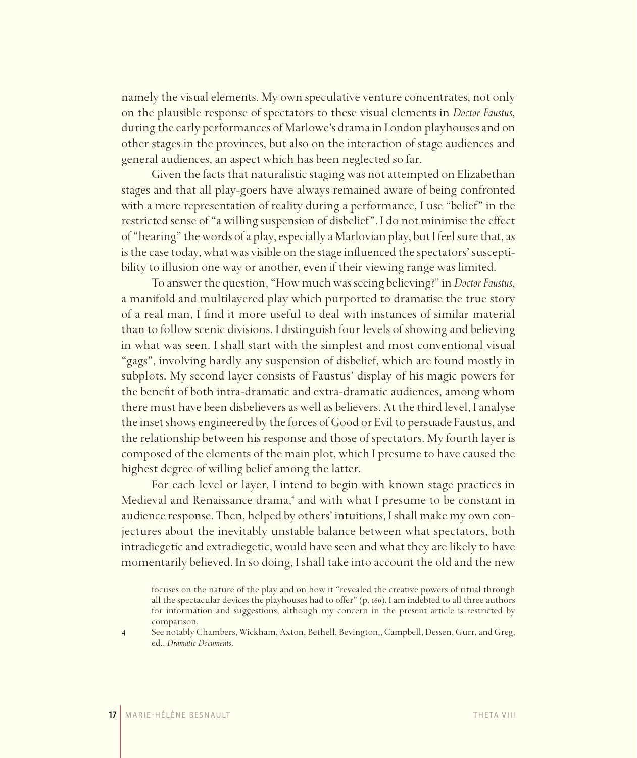namely the visual elements. My own speculative venture concentrates, not only on the plausible response of spectators to these visual elements in *Doctor Faustus*, during the early performances of Marlowe's drama in London playhouses and on other stages in the provinces, but also on the interaction of stage audiences and general audiences, an aspect which has been neglected so far.

Given the facts that naturalistic staging was not attempted on Elizabethan stages and that all play-goers have always remained aware of being confronted with a mere representation of reality during a performance, I use "belief" in the restricted sense of "a willing suspension of disbelief". I do not minimise the effect of "hearing" the words of a play, especially a Marlovian play, but I feel sure that, as is the case today, what was visible on the stage influenced the spectators' susceptibility to illusion one way or another, even if their viewing range was limited.

To answer the question, "How much was seeing believing?" in *Doctor Faustus*, a manifold and multilayered play which purported to dramatise the true story of a real man, I find it more useful to deal with instances of similar material than to follow scenic divisions. I distinguish four levels of showing and believing in what was seen. I shall start with the simplest and most conventional visual "gags", involving hardly any suspension of disbelief, which are found mostly in subplots. My second layer consists of Faustus' display of his magic powers for the benefit of both intra-dramatic and extra-dramatic audiences, among whom there must have been disbelievers as well as believers. At the third level, I analyse the inset shows engineered by the forces of Good or Evil to persuade Faustus, and the relationship between his response and those of spectators. My fourth layer is composed of the elements of the main plot, which I presume to have caused the highest degree of willing belief among the latter.

For each level or layer, I intend to begin with known stage practices in Medieval and Renaissance drama,[4] and with what I presume to be constant in audience response. Then, helped by others' intuitions, I shall make my own conjectures about the inevitably unstable balance between what spectators, both intradiegetic and extradiegetic, would have seen and what they are likely to have momentarily believed. In so doing, I shall take into account the old and the new

focuses on the nature of the play and on how it "revealed the creative powers of ritual through all the spectacular devices the playhouses had to offer" (p. 160). I am indebted to all three authors for information and suggestions, although my concern in the present article is restricted by comparison.

4 See notably Chambers, Wickham, Axton, Bethell, Bevington,, Campbell, Dessen, Gurr, and Greg, ed., *Dramatic Documents*.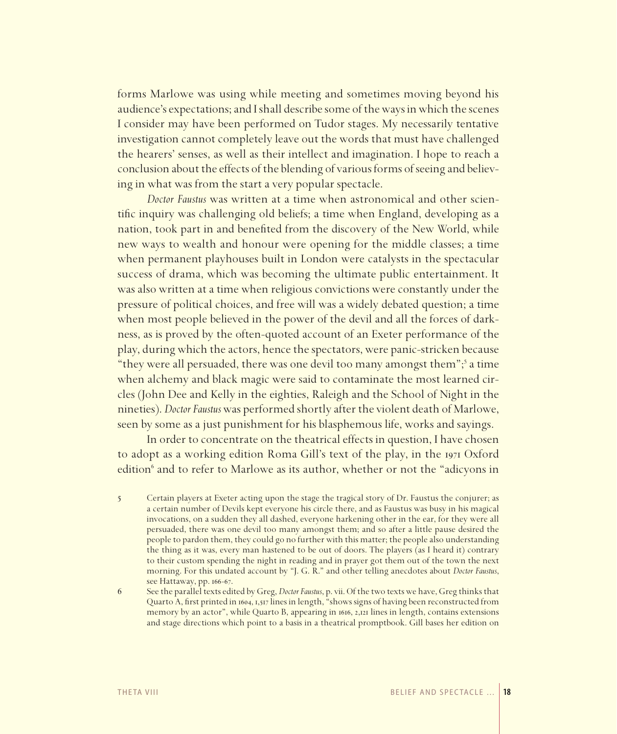forms Marlowe was using while meeting and sometimes moving beyond his audience's expectations; and I shall describe some of the ways in which the scenes I consider may have been performed on Tudor stages. My necessarily tentative investigation cannot completely leave out the words that must have challenged the hearers' senses, as well as their intellect and imagination. I hope to reach a conclusion about the effects of the blending of various forms of seeing and believing in what was from the start a very popular spectacle.

*Doctor Faustus* was written at a time when astronomical and other scientific inquiry was challenging old beliefs; a time when England, developing as a nation, took part in and benefited from the discovery of the New World, while new ways to wealth and honour were opening for the middle classes; a time when permanent playhouses built in London were catalysts in the spectacular success of drama, which was becoming the ultimate public entertainment. It was also written at a time when religious convictions were constantly under the pressure of political choices, and free will was a widely debated question; a time when most people believed in the power of the devil and all the forces of darkness, as is proved by the often-quoted account of an Exeter performance of the play, during which the actors, hence the spectators, were panic-stricken because "they were all persuaded, there was one devil too many amongst them";[5] a time when alchemy and black magic were said to contaminate the most learned circles (John Dee and Kelly in the eighties, Raleigh and the School of Night in the nineties). *Doctor Faustus* was performed shortly after the violent death of Marlowe, seen by some as a just punishment for his blasphemous life, works and sayings.

In order to concentrate on the theatrical effects in question, I have chosen to adopt as a working edition Roma Gill's text of the play, in the 1971 Oxford edition[6] and to refer to Marlowe as its author, whether or not the "adicyons in

5 Certain players at Exeter acting upon the stage the tragical story of Dr. Faustus the conjurer; as a certain number of Devils kept everyone his circle there, and as Faustus was busy in his magical invocations, on a sudden they all dashed, everyone harkening other in the ear, for they were all persuaded, there was one devil too many amongst them; and so after a little pause desired the people to pardon them, they could go no further with this matter; the people also understanding the thing as it was, every man hastened to be out of doors. The players (as I heard it) contrary to their custom spending the night in reading and in prayer got them out of the town the next morning. For this undated account by "J. G. R." and other telling anecdotes about *Doctor Faustus*, see Hattaway, pp. 166-67.

6 See the parallel texts edited by Greg, *Doctor Faustus*, p. vii. Of the two texts we have, Greg thinks that Quarto A, first printed in 1604, 1,517 lines in length, "shows signs of having been reconstructed from memory by an actor", while Quarto B, appearing in 1616, 2,121 lines in length, contains extensions and stage directions which point to a basis in a theatrical promptbook. Gill bases her edition on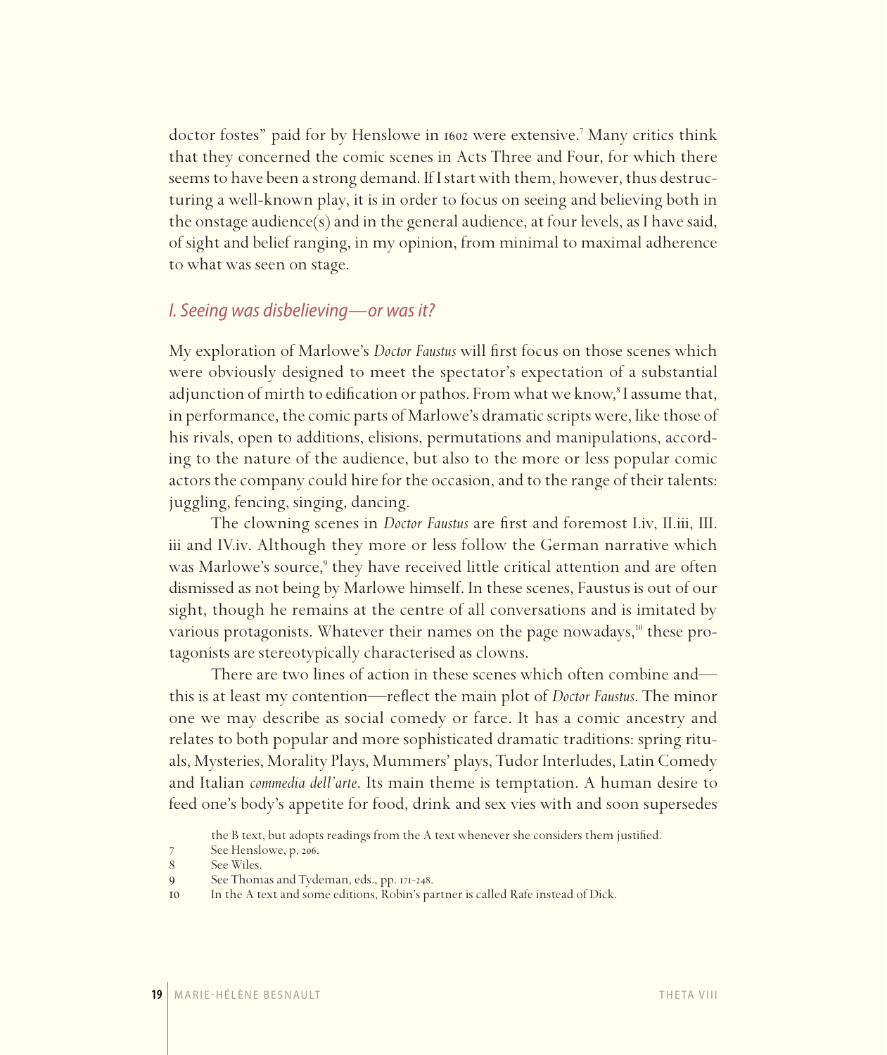doctor fostes" paid for by Henslowe in 1602 were extensive.[7] Many critics think that they concerned the comic scenes in Acts Three and Four, for which there seems to have been a strong demand. If I start with them, however, thus destructuring a well-known play, it is in order to focus on seeing and believing both in the onstage audience(s) and in the general audience, at four levels, as I have said, of sight and belief ranging, in my opinion, from minimal to maximal adherence to what was seen on stage.

## *I. Seeing was disbelieving—or was it?*

My exploration of Marlowe's *Doctor Faustus* will first focus on those scenes which were obviously designed to meet the spectator's expectation of a substantial adjunction of mirth to edification or pathos. From what we know,[8] I assume that, in performance, the comic parts of Marlowe's dramatic scripts were, like those of his rivals, open to additions, elisions, permutations and manipulations, according to the nature of the audience, but also to the more or less popular comic actors the company could hire for the occasion, and to the range of their talents: juggling, fencing, singing, dancing.

The clowning scenes in *Doctor Faustus* are first and foremost I.iv, II.iii, III.iii and IV.iv. Although they more or less follow the German narrative which was Marlowe's source,[9] they have received little critical attention and are often dismissed as not being by Marlowe himself. In these scenes, Faustus is out of our sight, though he remains at the centre of all conversations and is imitated by various protagonists. Whatever their names on the page nowadays,[10] these protagonists are stereotypically characterised as clowns.

There are two lines of action in these scenes which often combine and—this is at least my contention—reflect the main plot of *Doctor Faustus*. The minor one we may describe as social comedy or farce. It has a comic ancestry and relates to both popular and more sophisticated dramatic traditions: spring rituals, Mysteries, Morality Plays, Mummers' plays, Tudor Interludes, Latin Comedy and Italian *commedia dell'arte*. Its main theme is temptation. A human desire to feed one's body's appetite for food, drink and sex vies with and soon supersedes

the B text, but adopts readings from the A text whenever she considers them justified.

7 See Henslowe, p. 206.

8 See Wiles.

9 See Thomas and Tydeman, eds., pp. 171-248.

10 In the A text and some editions, Robin's partner is called Rafe instead of Dick.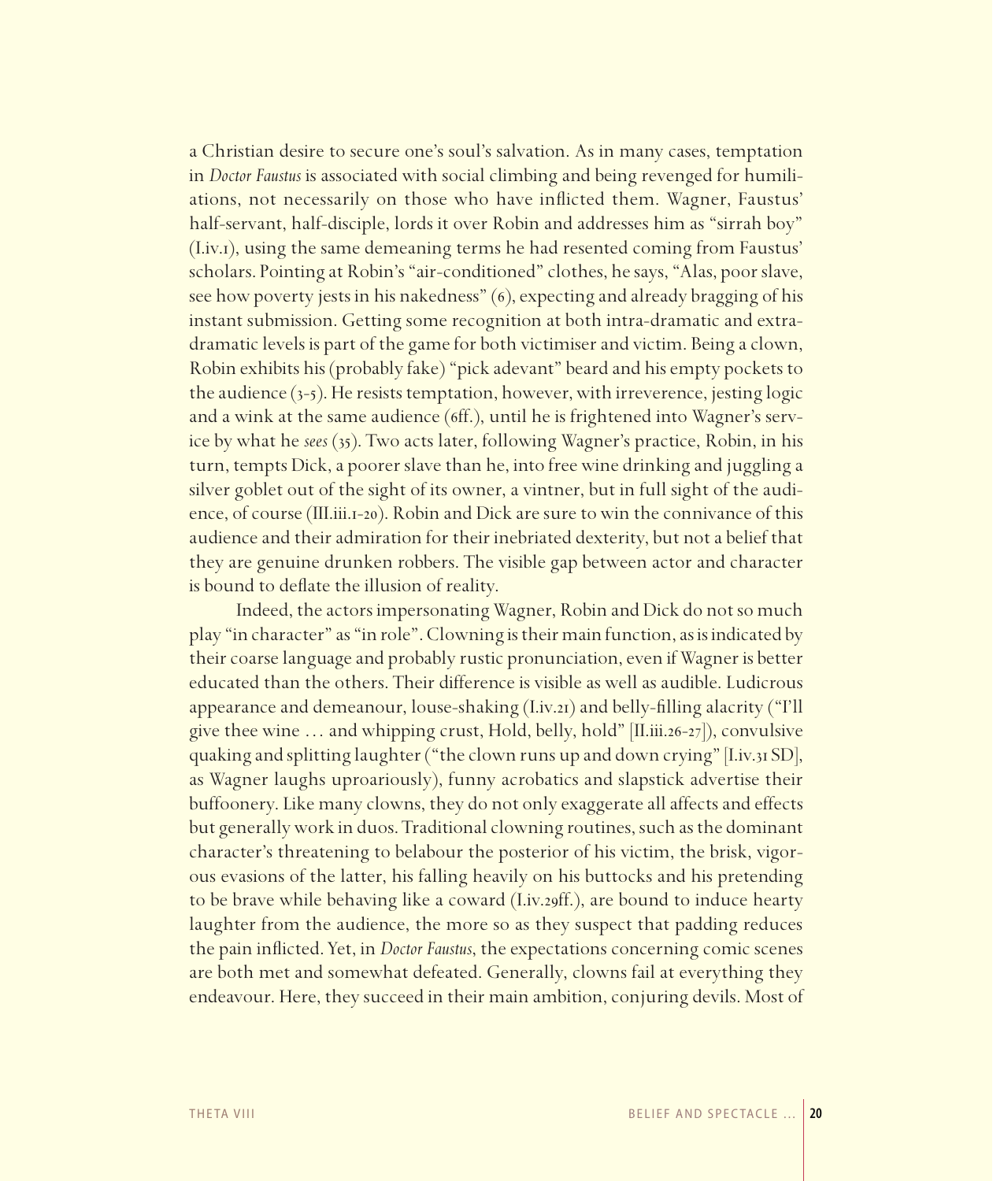a Christian desire to secure one's soul's salvation. As in many cases, temptation in *Doctor Faustus* is associated with social climbing and being revenged for humiliations, not necessarily on those who have inflicted them. Wagner, Faustus' half-servant, half-disciple, lords it over Robin and addresses him as "sirrah boy" (I.iv.1), using the same demeaning terms he had resented coming from Faustus' scholars. Pointing at Robin's "air-conditioned" clothes, he says, "Alas, poor slave, see how poverty jests in his nakedness" (6), expecting and already bragging of his instant submission. Getting some recognition at both intra-dramatic and extra-dramatic levels is part of the game for both victimiser and victim. Being a clown, Robin exhibits his (probably fake) "pick adevant" beard and his empty pockets to the audience (3-5). He resists temptation, however, with irreverence, jesting logic and a wink at the same audience (6ff.), until he is frightened into Wagner's service by what he *sees* (35). Two acts later, following Wagner's practice, Robin, in his turn, tempts Dick, a poorer slave than he, into free wine drinking and juggling a silver goblet out of the sight of its owner, a vintner, but in full sight of the audience, of course (III.iii.1-20). Robin and Dick are sure to win the connivance of this audience and their admiration for their inebriated dexterity, but not a belief that they are genuine drunken robbers. The visible gap between actor and character is bound to deflate the illusion of reality.

Indeed, the actors impersonating Wagner, Robin and Dick do not so much play "in character" as "in role". Clowning is their main function, as is indicated by their coarse language and probably rustic pronunciation, even if Wagner is better educated than the others. Their difference is visible as well as audible. Ludicrous appearance and demeanour, louse-shaking (I.iv.21) and belly-filling alacrity ("I'll give thee wine … and whipping crust, Hold, belly, hold" [II.iii.26-27]), convulsive quaking and splitting laughter ("the clown runs up and down crying" [I.iv.31 SD], as Wagner laughs uproariously), funny acrobatics and slapstick advertise their buffoonery. Like many clowns, they do not only exaggerate all affects and effects but generally work in duos. Traditional clowning routines, such as the dominant character's threatening to belabour the posterior of his victim, the brisk, vigorous evasions of the latter, his falling heavily on his buttocks and his pretending to be brave while behaving like a coward (I.iv.29ff.), are bound to induce hearty laughter from the audience, the more so as they suspect that padding reduces the pain inflicted. Yet, in *Doctor Faustus*, the expectations concerning comic scenes are both met and somewhat defeated. Generally, clowns fail at everything they endeavour. Here, they succeed in their main ambition, conjuring devils. Most of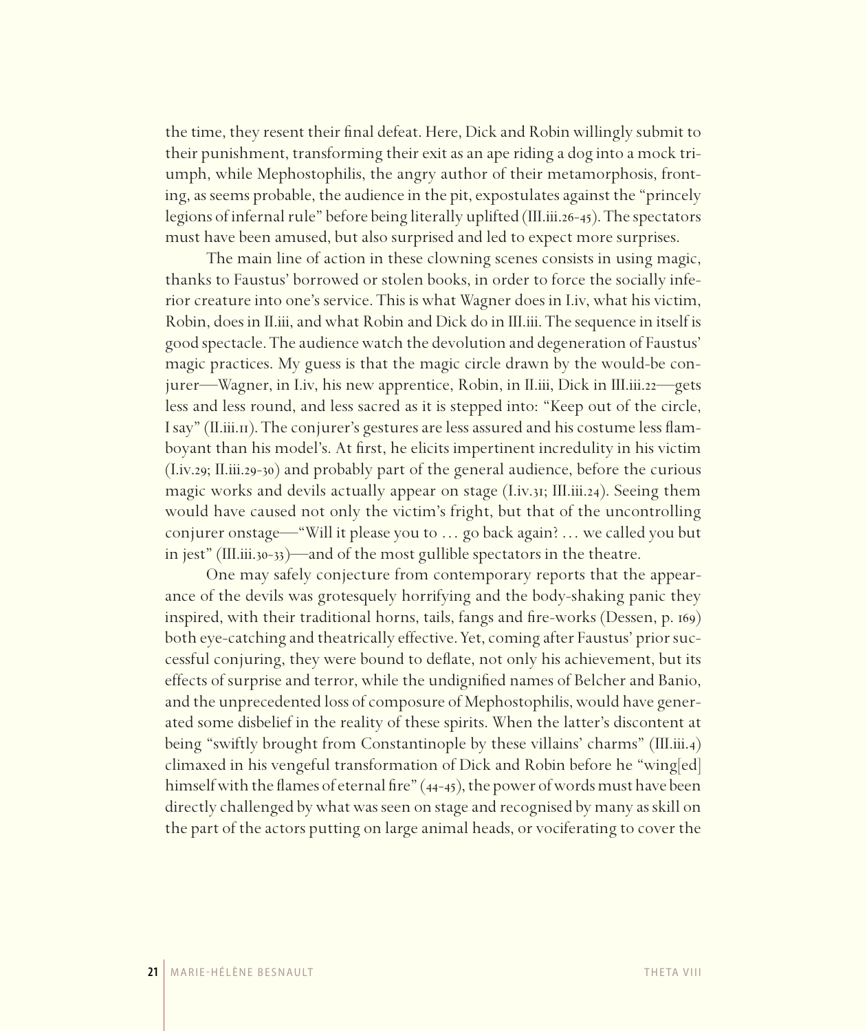the time, they resent their final defeat. Here, Dick and Robin willingly submit to their punishment, transforming their exit as an ape riding a dog into a mock triumph, while Mephostophilis, the angry author of their metamorphosis, fronting, as seems probable, the audience in the pit, expostulates against the "princely legions of infernal rule" before being literally uplifted (III.iii.26-45). The spectators must have been amused, but also surprised and led to expect more surprises.

The main line of action in these clowning scenes consists in using magic, thanks to Faustus' borrowed or stolen books, in order to force the socially inferior creature into one's service. This is what Wagner does in I.iv, what his victim, Robin, does in II.iii, and what Robin and Dick do in III.iii. The sequence in itself is good spectacle. The audience watch the devolution and degeneration of Faustus' magic practices. My guess is that the magic circle drawn by the would-be conjurer—Wagner, in I.iv, his new apprentice, Robin, in II.iii, Dick in III.iii.22—gets less and less round, and less sacred as it is stepped into: "Keep out of the circle, I say" (II.iii.11). The conjurer's gestures are less assured and his costume less flamboyant than his model's. At first, he elicits impertinent incredulity in his victim (I.iv.29; II.iii.29-30) and probably part of the general audience, before the curious magic works and devils actually appear on stage (I.iv.31; III.iii.24). Seeing them would have caused not only the victim's fright, but that of the uncontrolling conjurer onstage—"Will it please you to … go back again? … we called you but in jest" (III.iii.30-33)—and of the most gullible spectators in the theatre.

One may safely conjecture from contemporary reports that the appearance of the devils was grotesquely horrifying and the body-shaking panic they inspired, with their traditional horns, tails, fangs and fire-works (Dessen, p. 169) both eye-catching and theatrically effective. Yet, coming after Faustus' prior successful conjuring, they were bound to deflate, not only his achievement, but its effects of surprise and terror, while the undignified names of Belcher and Banio, and the unprecedented loss of composure of Mephostophilis, would have generated some disbelief in the reality of these spirits. When the latter's discontent at being "swiftly brought from Constantinople by these villains' charms" (III.iii.4) climaxed in his vengeful transformation of Dick and Robin before he "wing[ed] himself with the flames of eternal fire" (44-45), the power of words must have been directly challenged by what was seen on stage and recognised by many as skill on the part of the actors putting on large animal heads, or vociferating to cover the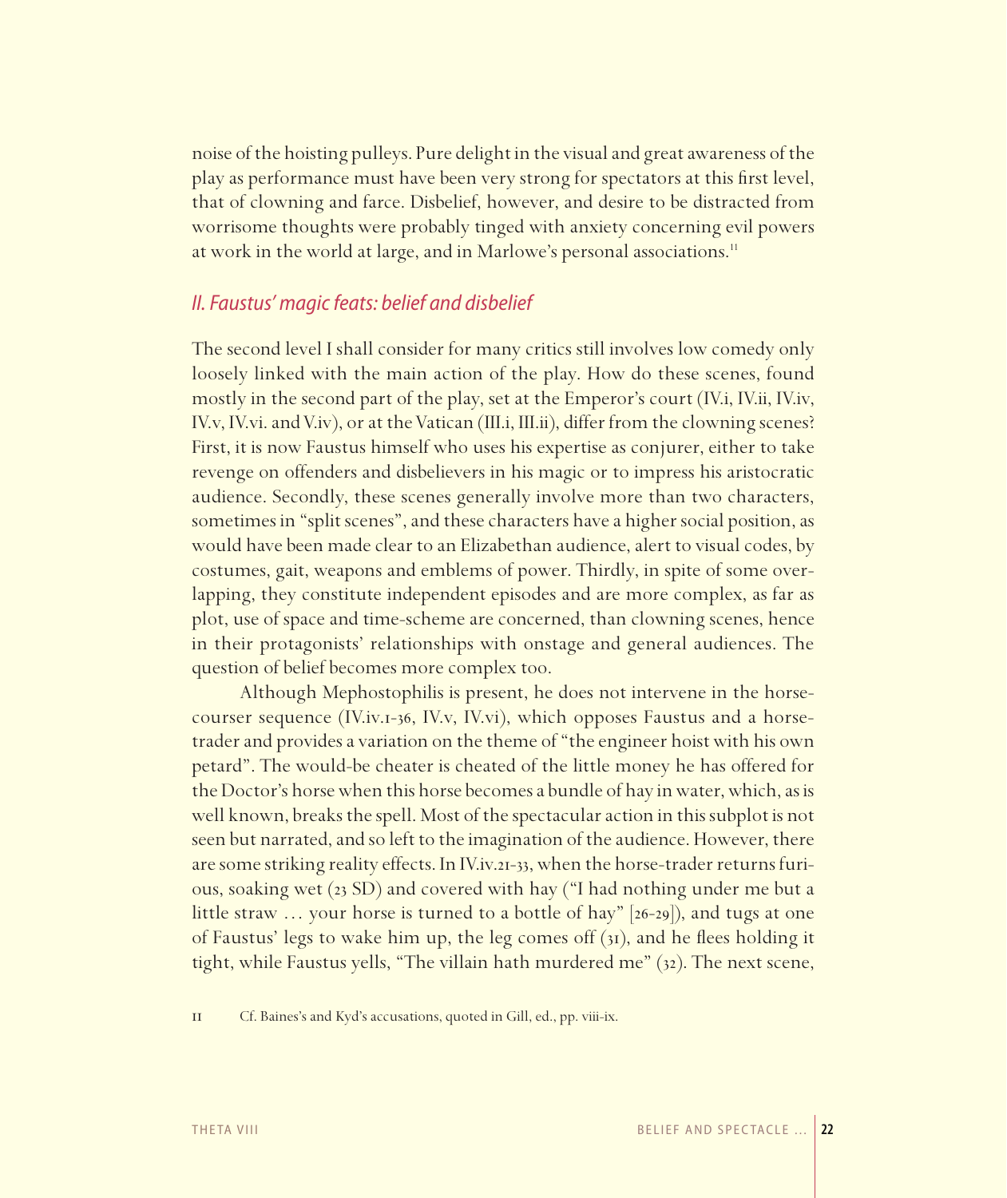noise of the hoisting pulleys. Pure delight in the visual and great awareness of the play as performance must have been very strong for spectators at this first level, that of clowning and farce. Disbelief, however, and desire to be distracted from worrisome thoughts were probably tinged with anxiety concerning evil powers at work in the world at large, and in Marlowe's personal associations.[11]

## *II. Faustus' magic feats: belief and disbelief*

The second level I shall consider for many critics still involves low comedy only loosely linked with the main action of the play. How do these scenes, found mostly in the second part of the play, set at the Emperor's court (IV.i, IV.ii, IV.iv, IV.v, IV.vi. and V.iv), or at the Vatican (III.i, III.ii), differ from the clowning scenes? First, it is now Faustus himself who uses his expertise as conjurer, either to take revenge on offenders and disbelievers in his magic or to impress his aristocratic audience. Secondly, these scenes generally involve more than two characters, sometimes in "split scenes", and these characters have a higher social position, as would have been made clear to an Elizabethan audience, alert to visual codes, by costumes, gait, weapons and emblems of power. Thirdly, in spite of some overlapping, they constitute independent episodes and are more complex, as far as plot, use of space and time-scheme are concerned, than clowning scenes, hence in their protagonists' relationships with onstage and general audiences. The question of belief becomes more complex too.

Although Mephostophilis is present, he does not intervene in the horse-courser sequence (IV.iv.1-36, IV.v, IV.vi), which opposes Faustus and a horse-trader and provides a variation on the theme of "the engineer hoist with his own petard". The would-be cheater is cheated of the little money he has offered for the Doctor's horse when this horse becomes a bundle of hay in water, which, as is well known, breaks the spell. Most of the spectacular action in this subplot is not seen but narrated, and so left to the imagination of the audience. However, there are some striking reality effects. In IV.iv.21-33, when the horse-trader returns furious, soaking wet (23 SD) and covered with hay ("I had nothing under me but a little straw … your horse is turned to a bottle of hay" [26-29]), and tugs at one of Faustus' legs to wake him up, the leg comes off (31), and he flees holding it tight, while Faustus yells, "The villain hath murdered me" (32). The next scene,

11 Cf. Baines's and Kyd's accusations, quoted in Gill, ed., pp. viii-ix.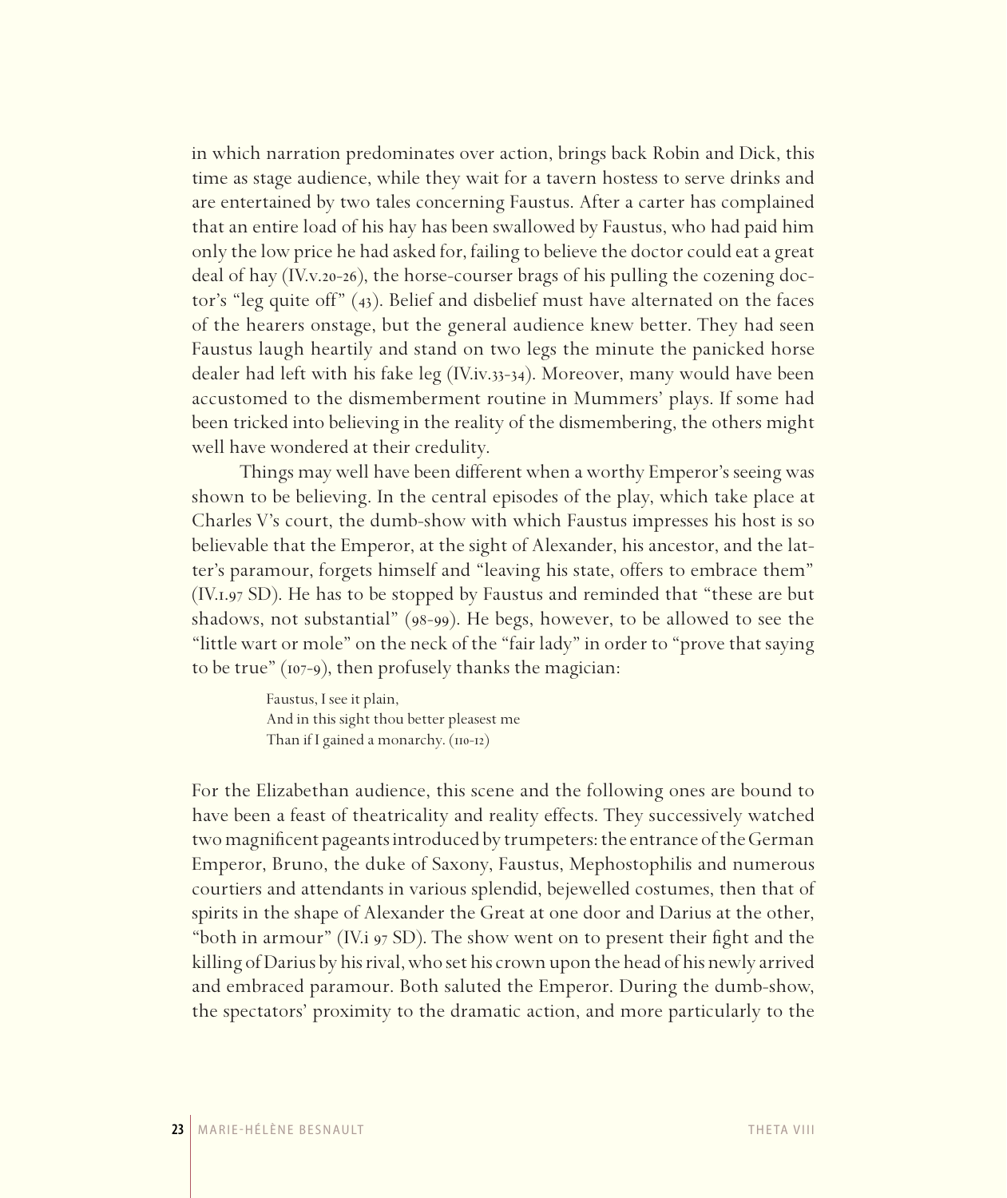in which narration predominates over action, brings back Robin and Dick, this time as stage audience, while they wait for a tavern hostess to serve drinks and are entertained by two tales concerning Faustus. After a carter has complained that an entire load of his hay has been swallowed by Faustus, who had paid him only the low price he had asked for, failing to believe the doctor could eat a great deal of hay (IV.v.20-26), the horse-courser brags of his pulling the cozening doctor's "leg quite off" (43). Belief and disbelief must have alternated on the faces of the hearers onstage, but the general audience knew better. They had seen Faustus laugh heartily and stand on two legs the minute the panicked horse dealer had left with his fake leg (IV.iv.33-34). Moreover, many would have been accustomed to the dismemberment routine in Mummers' plays. If some had been tricked into believing in the reality of the dismembering, the others might well have wondered at their credulity.

Things may well have been different when a worthy Emperor's seeing was shown to be believing. In the central episodes of the play, which take place at Charles V's court, the dumb-show with which Faustus impresses his host is so believable that the Emperor, at the sight of Alexander, his ancestor, and the latter's paramour, forgets himself and "leaving his state, offers to embrace them" (IV.I.97 SD). He has to be stopped by Faustus and reminded that "these are but shadows, not substantial" (98-99). He begs, however, to be allowed to see the "little wart or mole" on the neck of the "fair lady" in order to "prove that saying to be true" (107-9), then profusely thanks the magician:

> Faustus, I see it plain,
> And in this sight thou better pleasest me
> Than if I gained a monarchy. (110-12)

For the Elizabethan audience, this scene and the following ones are bound to have been a feast of theatricality and reality effects. They successively watched two magnificent pageants introduced by trumpeters: the entrance of the German Emperor, Bruno, the duke of Saxony, Faustus, Mephostophilis and numerous courtiers and attendants in various splendid, bejewelled costumes, then that of spirits in the shape of Alexander the Great at one door and Darius at the other, "both in armour" (IV.i 97 SD). The show went on to present their fight and the killing of Darius by his rival, who set his crown upon the head of his newly arrived and embraced paramour. Both saluted the Emperor. During the dumb-show, the spectators' proximity to the dramatic action, and more particularly to the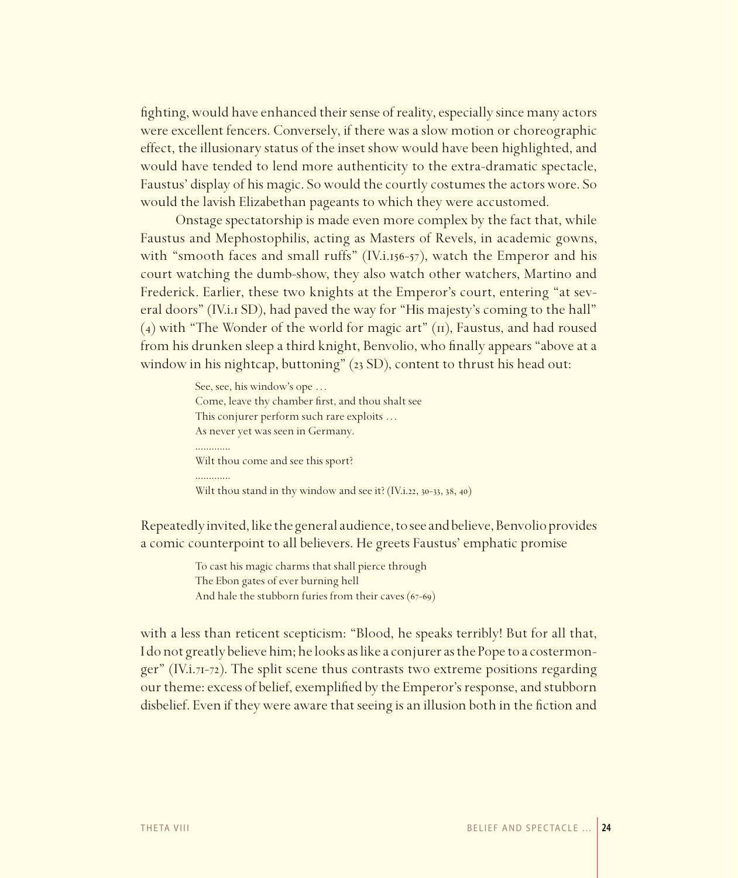fighting, would have enhanced their sense of reality, especially since many actors were excellent fencers. Conversely, if there was a slow motion or choreographic effect, the illusionary status of the inset show would have been highlighted, and would have tended to lend more authenticity to the extra-dramatic spectacle, Faustus' display of his magic. So would the courtly costumes the actors wore. So would the lavish Elizabethan pageants to which they were accustomed.

Onstage spectatorship is made even more complex by the fact that, while Faustus and Mephostophilis, acting as Masters of Revels, in academic gowns, with "smooth faces and small ruffs" (IV.i.156-57), watch the Emperor and his court watching the dumb-show, they also watch other watchers, Martino and Frederick. Earlier, these two knights at the Emperor's court, entering "at several doors" (IV.i.1 SD), had paved the way for "His majesty's coming to the hall" (4) with "The Wonder of the world for magic art" (11), Faustus, and had roused from his drunken sleep a third knight, Benvolio, who finally appears "above at a window in his nightcap, buttoning" (23 SD), content to thrust his head out:

> See, see, his window's ope …
> Come, leave thy chamber first, and thou shalt see
> This conjurer perform such rare exploits …
> As never yet was seen in Germany.
> ………….
> Wilt thou come and see this sport?
> ………….
> Wilt thou stand in thy window and see it? (IV.i.22, 30-33, 38, 40)

Repeatedly invited, like the general audience, to see and believe, Benvolio provides a comic counterpoint to all believers. He greets Faustus' emphatic promise

> To cast his magic charms that shall pierce through
> The Ebon gates of ever burning hell
> And hale the stubborn furies from their caves (67-69)

with a less than reticent scepticism: "Blood, he speaks terribly! But for all that, I do not greatly believe him; he looks as like a conjurer as the Pope to a costermonger" (IV.i.71-72). The split scene thus contrasts two extreme positions regarding our theme: excess of belief, exemplified by the Emperor's response, and stubborn disbelief. Even if they were aware that seeing is an illusion both in the fiction and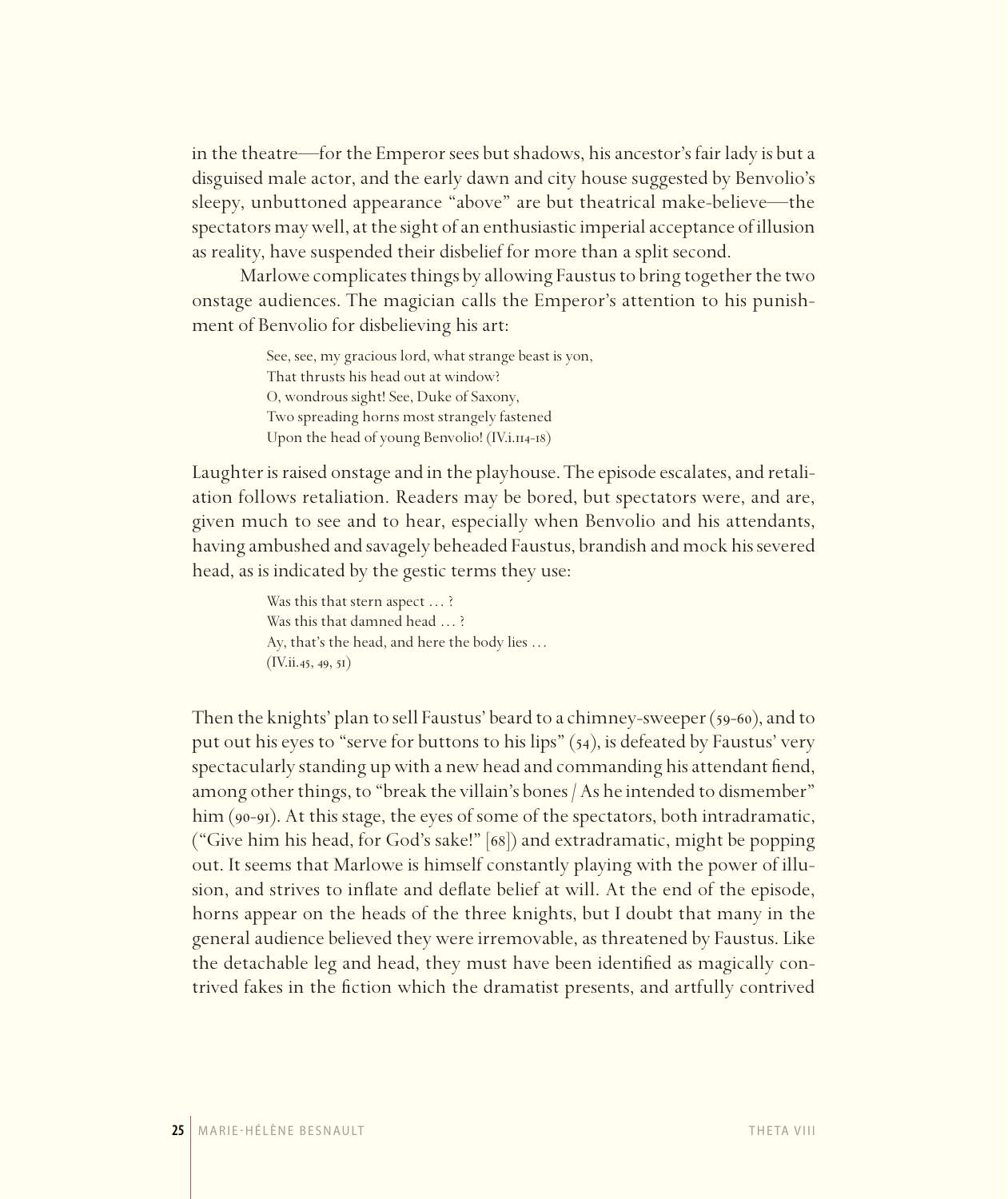in the theatre—for the Emperor sees but shadows, his ancestor's fair lady is but a disguised male actor, and the early dawn and city house suggested by Benvolio's sleepy, unbuttoned appearance "above" are but theatrical make-believe—the spectators may well, at the sight of an enthusiastic imperial acceptance of illusion as reality, have suspended their disbelief for more than a split second.

Marlowe complicates things by allowing Faustus to bring together the two onstage audiences. The magician calls the Emperor's attention to his punishment of Benvolio for disbelieving his art:

> See, see, my gracious lord, what strange beast is yon,
> That thrusts his head out at window?
> O, wondrous sight! See, Duke of Saxony,
> Two spreading horns most strangely fastened
> Upon the head of young Benvolio! (IV.i.114-18)

Laughter is raised onstage and in the playhouse. The episode escalates, and retaliation follows retaliation. Readers may be bored, but spectators were, and are, given much to see and to hear, especially when Benvolio and his attendants, having ambushed and savagely beheaded Faustus, brandish and mock his severed head, as is indicated by the gestic terms they use:

> Was this that stern aspect … ?
> Was this that damned head … ?
> Ay, that's the head, and here the body lies …
> (IV.ii.45, 49, 51)

Then the knights' plan to sell Faustus' beard to a chimney-sweeper (59-60), and to put out his eyes to "serve for buttons to his lips" (54), is defeated by Faustus' very spectacularly standing up with a new head and commanding his attendant fiend, among other things, to "break the villain's bones / As he intended to dismember" him (90-91). At this stage, the eyes of some of the spectators, both intradramatic, ("Give him his head, for God's sake!" [68]) and extradramatic, might be popping out. It seems that Marlowe is himself constantly playing with the power of illusion, and strives to inflate and deflate belief at will. At the end of the episode, horns appear on the heads of the three knights, but I doubt that many in the general audience believed they were irremovable, as threatened by Faustus. Like the detachable leg and head, they must have been identified as magically contrived fakes in the fiction which the dramatist presents, and artfully contrived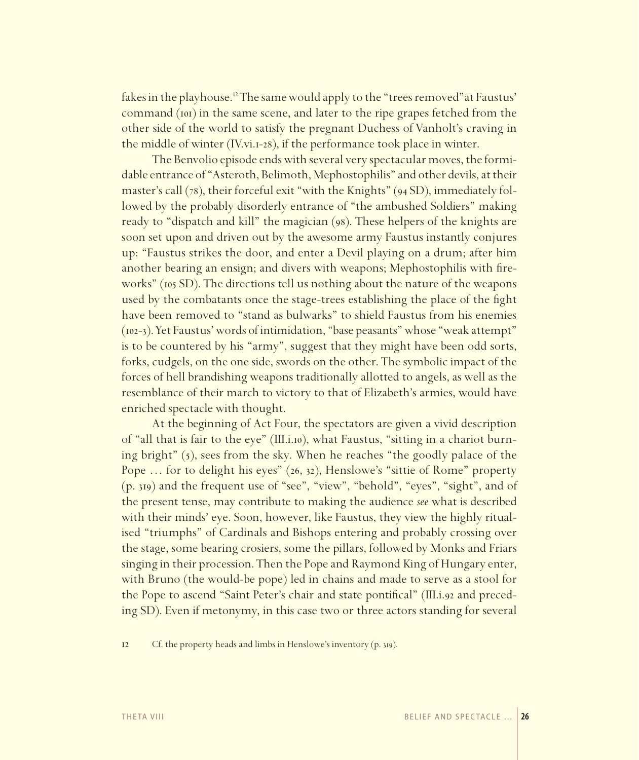fakes in the playhouse.[12] The same would apply to the "trees removed" at Faustus' command (101) in the same scene, and later to the ripe grapes fetched from the other side of the world to satisfy the pregnant Duchess of Vanholt's craving in the middle of winter (IV.vi.1-28), if the performance took place in winter.

The Benvolio episode ends with several very spectacular moves, the formidable entrance of "Asteroth, Belimoth, Mephostophilis" and other devils, at their master's call (78), their forceful exit "with the Knights" (94 SD), immediately followed by the probably disorderly entrance of "the ambushed Soldiers" making ready to "dispatch and kill" the magician (98). These helpers of the knights are soon set upon and driven out by the awesome army Faustus instantly conjures up: "Faustus strikes the door, and enter a Devil playing on a drum; after him another bearing an ensign; and divers with weapons; Mephostophilis with fireworks" (105 SD). The directions tell us nothing about the nature of the weapons used by the combatants once the stage-trees establishing the place of the fight have been removed to "stand as bulwarks" to shield Faustus from his enemies (102-3). Yet Faustus' words of intimidation, "base peasants" whose "weak attempt" is to be countered by his "army", suggest that they might have been odd sorts, forks, cudgels, on the one side, swords on the other. The symbolic impact of the forces of hell brandishing weapons traditionally allotted to angels, as well as the resemblance of their march to victory to that of Elizabeth's armies, would have enriched spectacle with thought.

At the beginning of Act Four, the spectators are given a vivid description of "all that is fair to the eye" (III.i.10), what Faustus, "sitting in a chariot burning bright" (5), sees from the sky. When he reaches "the goodly palace of the Pope … for to delight his eyes" (26, 32), Henslowe's "sittie of Rome" property (p. 319) and the frequent use of "see", "view", "behold", "eyes", "sight", and of the present tense, may contribute to making the audience *see* what is described with their minds' eye. Soon, however, like Faustus, they view the highly ritualised "triumphs" of Cardinals and Bishops entering and probably crossing over the stage, some bearing crosiers, some the pillars, followed by Monks and Friars singing in their procession. Then the Pope and Raymond King of Hungary enter, with Bruno (the would-be pope) led in chains and made to serve as a stool for the Pope to ascend "Saint Peter's chair and state pontifical" (III.i.92 and preceding SD). Even if metonymy, in this case two or three actors standing for several

12 Cf. the property heads and limbs in Henslowe's inventory (p. 319).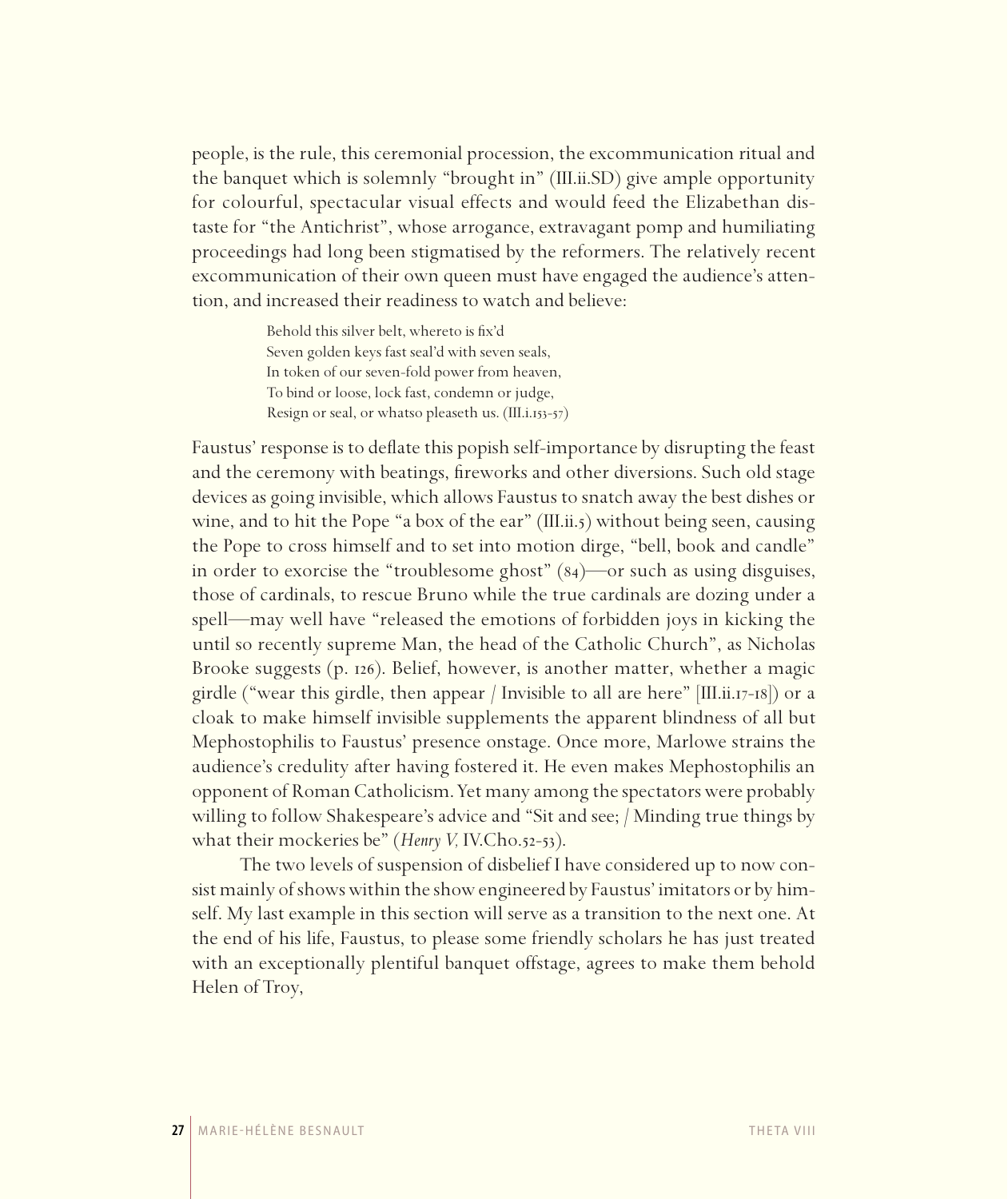people, is the rule, this ceremonial procession, the excommunication ritual and the banquet which is solemnly "brought in" (III.ii.SD) give ample opportunity for colourful, spectacular visual effects and would feed the Elizabethan distaste for "the Antichrist", whose arrogance, extravagant pomp and humiliating proceedings had long been stigmatised by the reformers. The relatively recent excommunication of their own queen must have engaged the audience's attention, and increased their readiness to watch and believe:

> Behold this silver belt, whereto is fix'd
> Seven golden keys fast seal'd with seven seals,
> In token of our seven-fold power from heaven,
> To bind or loose, lock fast, condemn or judge,
> Resign or seal, or whatso pleaseth us. (III.i.153-57)

Faustus' response is to deflate this popish self-importance by disrupting the feast and the ceremony with beatings, fireworks and other diversions. Such old stage devices as going invisible, which allows Faustus to snatch away the best dishes or wine, and to hit the Pope "a box of the ear" (III.ii.5) without being seen, causing the Pope to cross himself and to set into motion dirge, "bell, book and candle" in order to exorcise the "troublesome ghost" (84)—or such as using disguises, those of cardinals, to rescue Bruno while the true cardinals are dozing under a spell—may well have "released the emotions of forbidden joys in kicking the until so recently supreme Man, the head of the Catholic Church", as Nicholas Brooke suggests (p. 126). Belief, however, is another matter, whether a magic girdle ("wear this girdle, then appear / Invisible to all are here" [III.ii.17-18]) or a cloak to make himself invisible supplements the apparent blindness of all but Mephostophilis to Faustus' presence onstage. Once more, Marlowe strains the audience's credulity after having fostered it. He even makes Mephostophilis an opponent of Roman Catholicism. Yet many among the spectators were probably willing to follow Shakespeare's advice and "Sit and see; / Minding true things by what their mockeries be" (*Henry V,* IV.Cho.52-53).

The two levels of suspension of disbelief I have considered up to now consist mainly of shows within the show engineered by Faustus' imitators or by himself. My last example in this section will serve as a transition to the next one. At the end of his life, Faustus, to please some friendly scholars he has just treated with an exceptionally plentiful banquet offstage, agrees to make them behold Helen of Troy,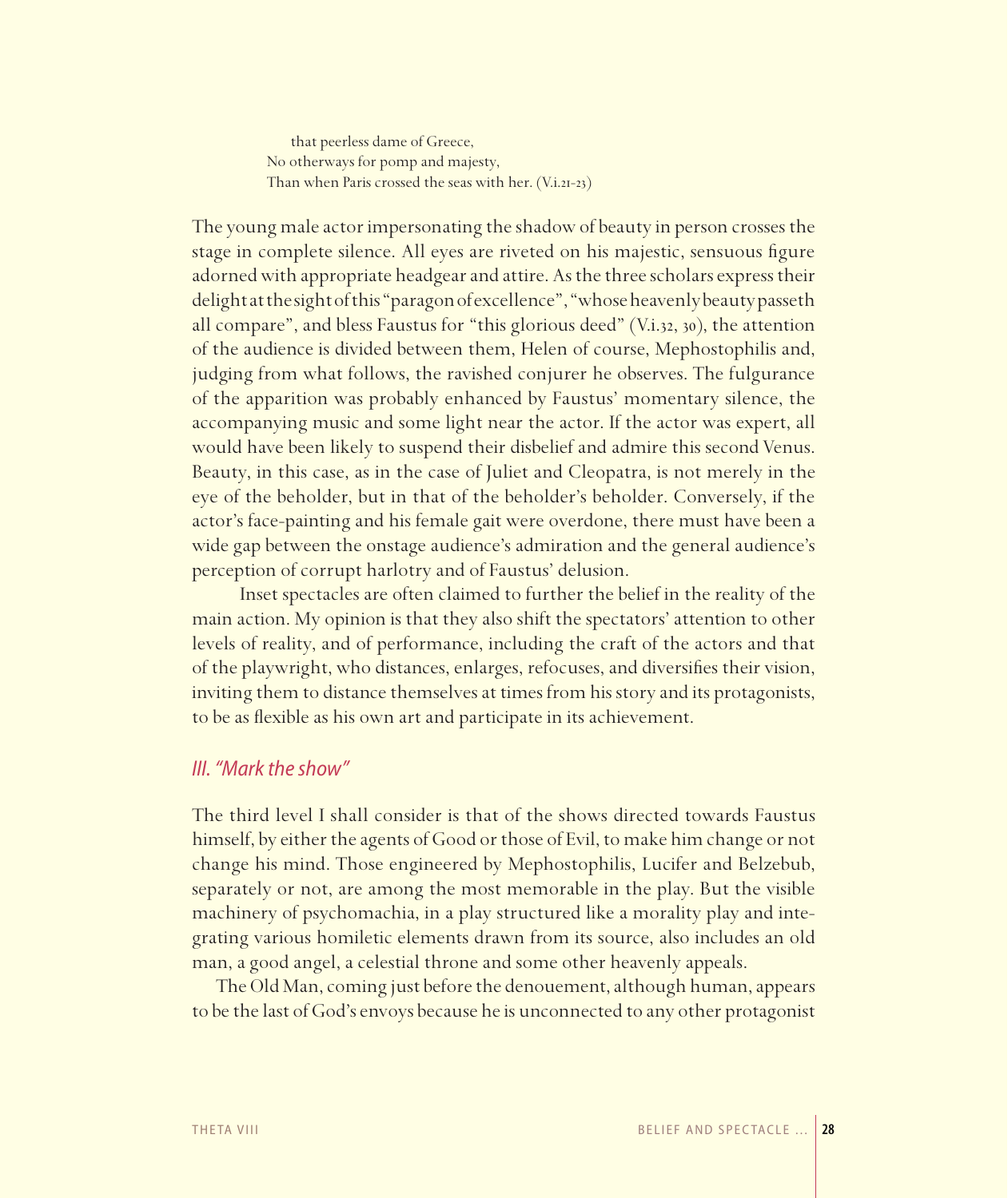> that peerless dame of Greece,
> No otherways for pomp and majesty,
> Than when Paris crossed the seas with her. (V.i.21-23)

The young male actor impersonating the shadow of beauty in person crosses the stage in complete silence. All eyes are riveted on his majestic, sensuous figure adorned with appropriate headgear and attire. As the three scholars express their delight at the sight of this "paragon of excellence", "whose heavenly beauty passeth all compare", and bless Faustus for "this glorious deed" (V.i.32, 30), the attention of the audience is divided between them, Helen of course, Mephostophilis and, judging from what follows, the ravished conjurer he observes. The fulgurance of the apparition was probably enhanced by Faustus' momentary silence, the accompanying music and some light near the actor. If the actor was expert, all would have been likely to suspend their disbelief and admire this second Venus. Beauty, in this case, as in the case of Juliet and Cleopatra, is not merely in the eye of the beholder, but in that of the beholder's beholder. Conversely, if the actor's face-painting and his female gait were overdone, there must have been a wide gap between the onstage audience's admiration and the general audience's perception of corrupt harlotry and of Faustus' delusion.

Inset spectacles are often claimed to further the belief in the reality of the main action. My opinion is that they also shift the spectators' attention to other levels of reality, and of performance, including the craft of the actors and that of the playwright, who distances, enlarges, refocuses, and diversifies their vision, inviting them to distance themselves at times from his story and its protagonists, to be as flexible as his own art and participate in its achievement.

## III. "Mark the show"

The third level I shall consider is that of the shows directed towards Faustus himself, by either the agents of Good or those of Evil, to make him change or not change his mind. Those engineered by Mephostophilis, Lucifer and Belzebub, separately or not, are among the most memorable in the play. But the visible machinery of psychomachia, in a play structured like a morality play and integrating various homiletic elements drawn from its source, also includes an old man, a good angel, a celestial throne and some other heavenly appeals.

The Old Man, coming just before the denouement, although human, appears to be the last of God's envoys because he is unconnected to any other protagonist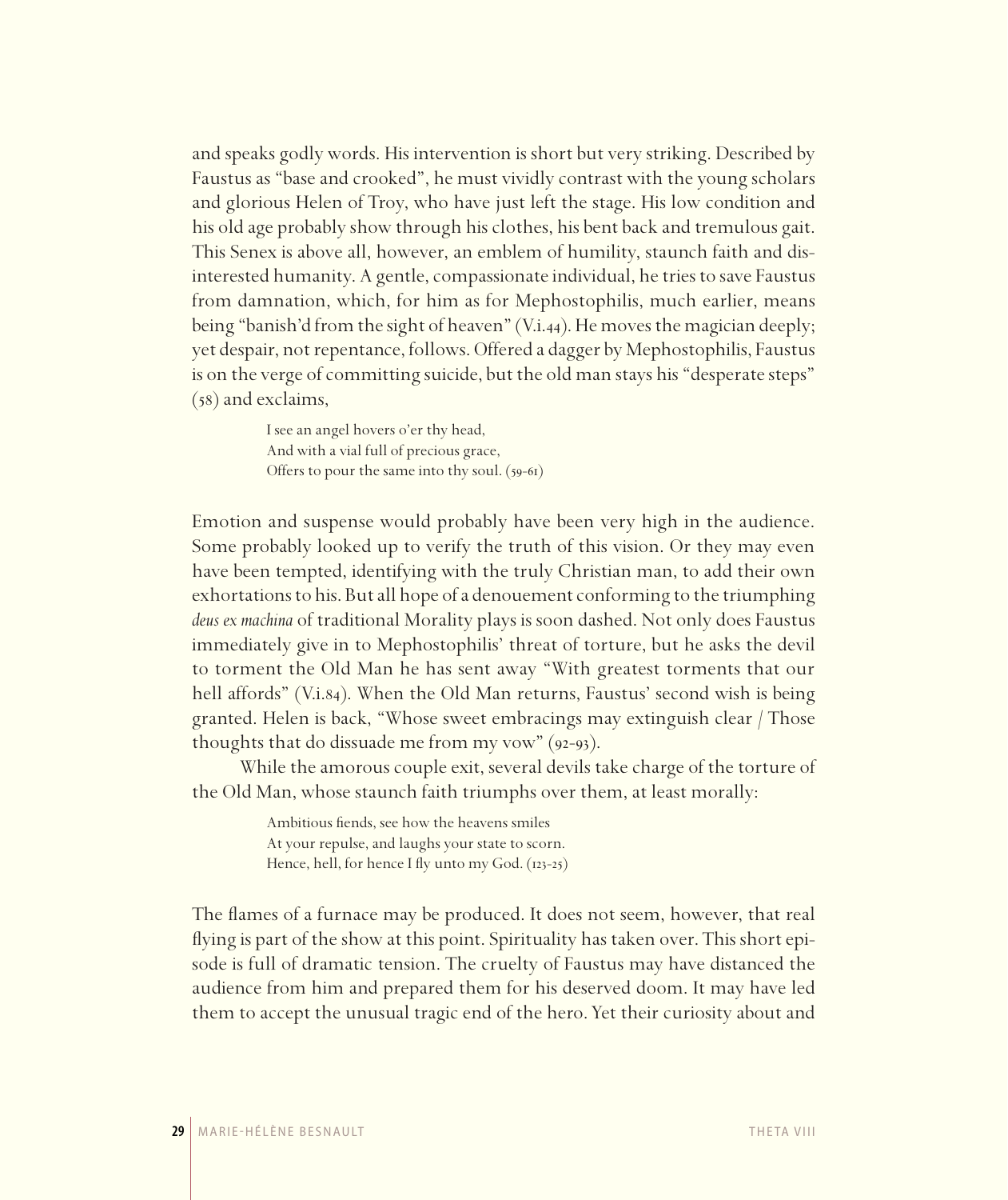and speaks godly words. His intervention is short but very striking. Described by Faustus as "base and crooked", he must vividly contrast with the young scholars and glorious Helen of Troy, who have just left the stage. His low condition and his old age probably show through his clothes, his bent back and tremulous gait. This Senex is above all, however, an emblem of humility, staunch faith and disinterested humanity. A gentle, compassionate individual, he tries to save Faustus from damnation, which, for him as for Mephostophilis, much earlier, means being "banish'd from the sight of heaven" (V.i.44). He moves the magician deeply; yet despair, not repentance, follows. Offered a dagger by Mephostophilis, Faustus is on the verge of committing suicide, but the old man stays his "desperate steps" (58) and exclaims,

> I see an angel hovers o'er thy head,
> And with a vial full of precious grace,
> Offers to pour the same into thy soul. (59-61)

Emotion and suspense would probably have been very high in the audience. Some probably looked up to verify the truth of this vision. Or they may even have been tempted, identifying with the truly Christian man, to add their own exhortations to his. But all hope of a denouement conforming to the triumphing *deus ex machina* of traditional Morality plays is soon dashed. Not only does Faustus immediately give in to Mephostophilis' threat of torture, but he asks the devil to torment the Old Man he has sent away "With greatest torments that our hell affords" (V.i.84). When the Old Man returns, Faustus' second wish is being granted. Helen is back, "Whose sweet embracings may extinguish clear / Those thoughts that do dissuade me from my vow" (92-93).

While the amorous couple exit, several devils take charge of the torture of the Old Man, whose staunch faith triumphs over them, at least morally:

> Ambitious fiends, see how the heavens smiles
> At your repulse, and laughs your state to scorn.
> Hence, hell, for hence I fly unto my God. (123-25)

The flames of a furnace may be produced. It does not seem, however, that real flying is part of the show at this point. Spirituality has taken over. This short episode is full of dramatic tension. The cruelty of Faustus may have distanced the audience from him and prepared them for his deserved doom. It may have led them to accept the unusual tragic end of the hero. Yet their curiosity about and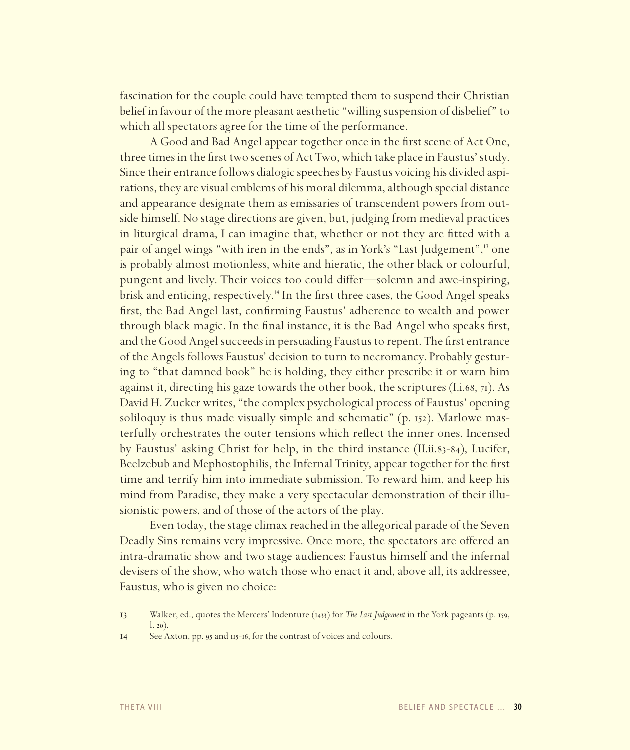fascination for the couple could have tempted them to suspend their Christian belief in favour of the more pleasant aesthetic "willing suspension of disbelief" to which all spectators agree for the time of the performance.

A Good and Bad Angel appear together once in the first scene of Act One, three times in the first two scenes of Act Two, which take place in Faustus' study. Since their entrance follows dialogic speeches by Faustus voicing his divided aspirations, they are visual emblems of his moral dilemma, although special distance and appearance designate them as emissaries of transcendent powers from outside himself. No stage directions are given, but, judging from medieval practices in liturgical drama, I can imagine that, whether or not they are fitted with a pair of angel wings "with iren in the ends", as in York's "Last Judgement",[13] one is probably almost motionless, white and hieratic, the other black or colourful, pungent and lively. Their voices too could differ—solemn and awe-inspiring, brisk and enticing, respectively.[14] In the first three cases, the Good Angel speaks first, the Bad Angel last, confirming Faustus' adherence to wealth and power through black magic. In the final instance, it is the Bad Angel who speaks first, and the Good Angel succeeds in persuading Faustus to repent. The first entrance of the Angels follows Faustus' decision to turn to necromancy. Probably gesturing to "that damned book" he is holding, they either prescribe it or warn him against it, directing his gaze towards the other book, the scriptures (I.i.68, 71). As David H. Zucker writes, "the complex psychological process of Faustus' opening soliloquy is thus made visually simple and schematic" (p. 152). Marlowe masterfully orchestrates the outer tensions which reflect the inner ones. Incensed by Faustus' asking Christ for help, in the third instance (II.ii.83-84), Lucifer, Beelzebub and Mephostophilis, the Infernal Trinity, appear together for the first time and terrify him into immediate submission. To reward him, and keep his mind from Paradise, they make a very spectacular demonstration of their illusionistic powers, and of those of the actors of the play.

Even today, the stage climax reached in the allegorical parade of the Seven Deadly Sins remains very impressive. Once more, the spectators are offered an intra-dramatic show and two stage audiences: Faustus himself and the infernal devisers of the show, who watch those who enact it and, above all, its addressee, Faustus, who is given no choice:

13 Walker, ed., quotes the Mercers' Indenture (1433) for *The Last Judgement* in the York pageants (p. 159, l. 20).

14 See Axton, pp. 95 and 115-16, for the contrast of voices and colours.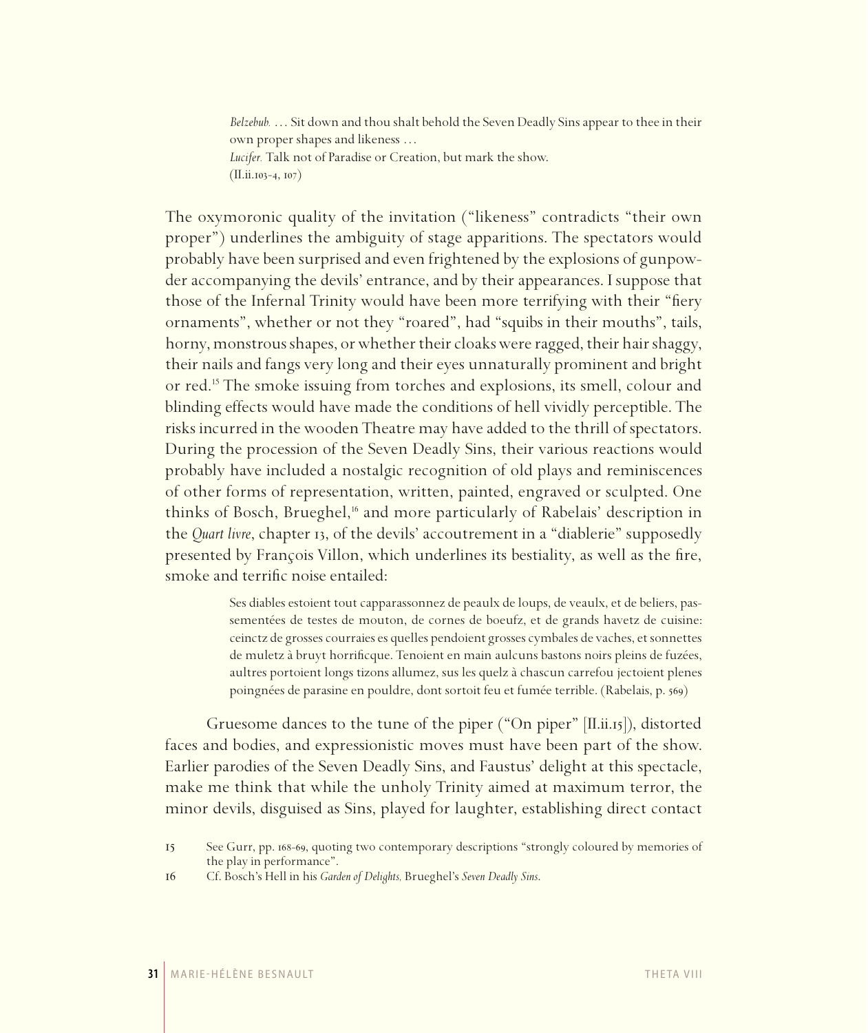> *Belzebub.* … Sit down and thou shalt behold the Seven Deadly Sins appear to thee in their own proper shapes and likeness …
> *Lucifer.* Talk not of Paradise or Creation, but mark the show.
> (II.ii.103-4, 107)

The oxymoronic quality of the invitation ("likeness" contradicts "their own proper") underlines the ambiguity of stage apparitions. The spectators would probably have been surprised and even frightened by the explosions of gunpowder accompanying the devils' entrance, and by their appearances. I suppose that those of the Infernal Trinity would have been more terrifying with their "fiery ornaments", whether or not they "roared", had "squibs in their mouths", tails, horny, monstrous shapes, or whether their cloaks were ragged, their hair shaggy, their nails and fangs very long and their eyes unnaturally prominent and bright or red.[15] The smoke issuing from torches and explosions, its smell, colour and blinding effects would have made the conditions of hell vividly perceptible. The risks incurred in the wooden Theatre may have added to the thrill of spectators. During the procession of the Seven Deadly Sins, their various reactions would probably have included a nostalgic recognition of old plays and reminiscences of other forms of representation, written, painted, engraved or sculpted. One thinks of Bosch, Brueghel,[16] and more particularly of Rabelais' description in the *Quart livre*, chapter 13, of the devils' accoutrement in a "diablerie" supposedly presented by François Villon, which underlines its bestiality, as well as the fire, smoke and terrific noise entailed:

> Ses diables estoient tout capparassonnez de peaulx de loups, de veaulx, et de beliers, passementées de testes de mouton, de cornes de boeufz, et de grands havetz de cuisine: ceinctz de grosses courraies es quelles pendoient grosses cymbales de vaches, et sonnettes de muletz à bruyt horrificque. Tenoient en main aulcuns bastons noirs pleins de fuzées, aultres portoient longs tizons allumez, sus les quelz à chascun carrefou jectoient plenes poingnées de parasine en pouldre, dont sortoit feu et fumée terrible. (Rabelais, p. 569)

Gruesome dances to the tune of the piper ("On piper" [II.ii.15]), distorted faces and bodies, and expressionistic moves must have been part of the show. Earlier parodies of the Seven Deadly Sins, and Faustus' delight at this spectacle, make me think that while the unholy Trinity aimed at maximum terror, the minor devils, disguised as Sins, played for laughter, establishing direct contact

15 See Gurr, pp. 168-69, quoting two contemporary descriptions "strongly coloured by memories of the play in performance".

16 Cf. Bosch's Hell in his *Garden of Delights*, Brueghel's *Seven Deadly Sins*.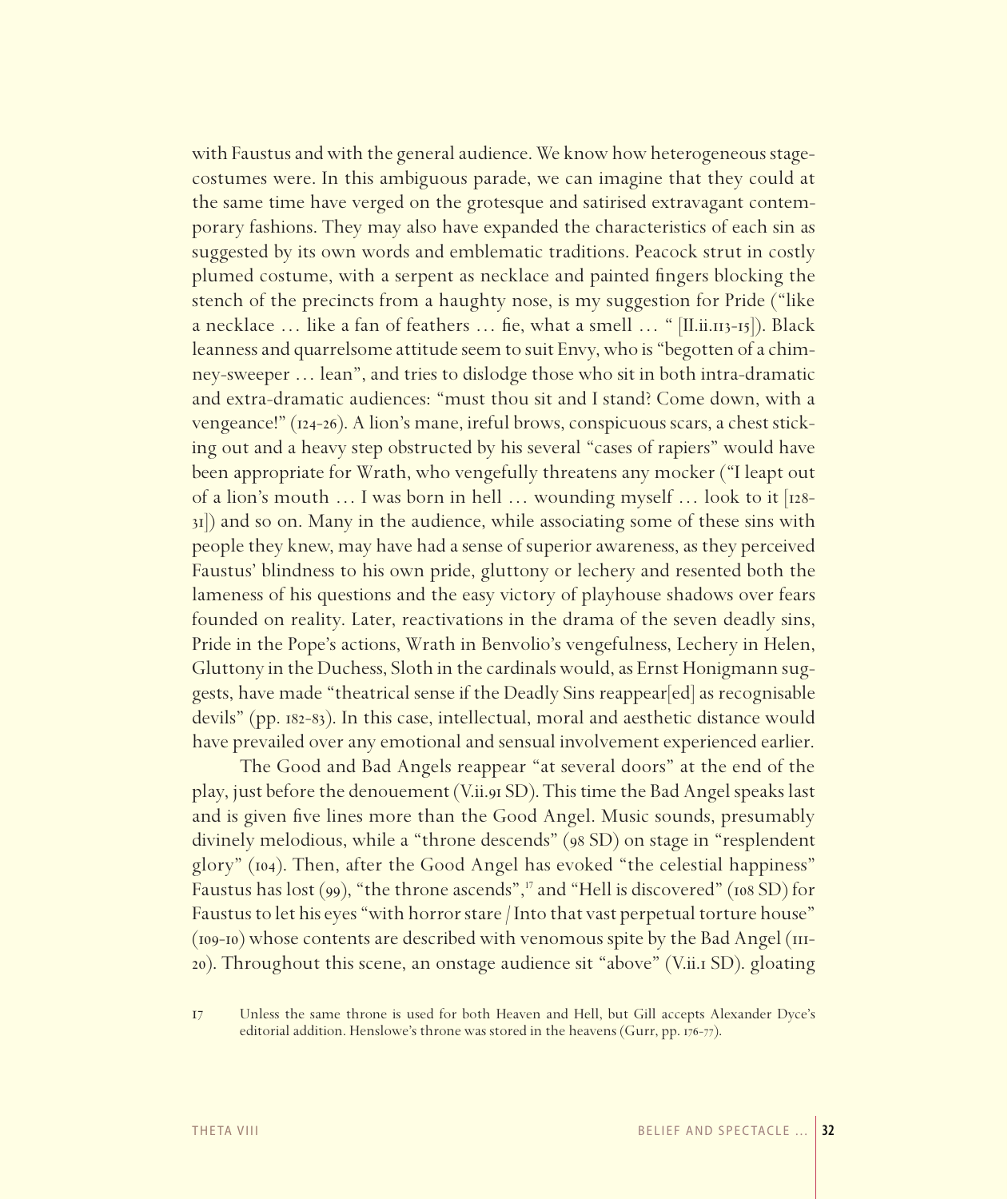with Faustus and with the general audience. We know how heterogeneous stage-costumes were. In this ambiguous parade, we can imagine that they could at the same time have verged on the grotesque and satirised extravagant contemporary fashions. They may also have expanded the characteristics of each sin as suggested by its own words and emblematic traditions. Peacock strut in costly plumed costume, with a serpent as necklace and painted fingers blocking the stench of the precincts from a haughty nose, is my suggestion for Pride ("like a necklace … like a fan of feathers … fie, what a smell … " [II.ii.113-15]). Black leanness and quarrelsome attitude seem to suit Envy, who is "begotten of a chimney-sweeper … lean", and tries to dislodge those who sit in both intra-dramatic and extra-dramatic audiences: "must thou sit and I stand? Come down, with a vengeance!" (124-26). A lion's mane, ireful brows, conspicuous scars, a chest sticking out and a heavy step obstructed by his several "cases of rapiers" would have been appropriate for Wrath, who vengefully threatens any mocker ("I leapt out of a lion's mouth … I was born in hell … wounding myself … look to it [128-31]) and so on. Many in the audience, while associating some of these sins with people they knew, may have had a sense of superior awareness, as they perceived Faustus' blindness to his own pride, gluttony or lechery and resented both the lameness of his questions and the easy victory of playhouse shadows over fears founded on reality. Later, reactivations in the drama of the seven deadly sins, Pride in the Pope's actions, Wrath in Benvolio's vengefulness, Lechery in Helen, Gluttony in the Duchess, Sloth in the cardinals would, as Ernst Honigmann suggests, have made "theatrical sense if the Deadly Sins reappear[ed] as recognisable devils" (pp. 182-83). In this case, intellectual, moral and aesthetic distance would have prevailed over any emotional and sensual involvement experienced earlier.

The Good and Bad Angels reappear "at several doors" at the end of the play, just before the denouement (V.ii.91 SD). This time the Bad Angel speaks last and is given five lines more than the Good Angel. Music sounds, presumably divinely melodious, while a "throne descends" (98 SD) on stage in "resplendent glory" (104). Then, after the Good Angel has evoked "the celestial happiness" Faustus has lost (99), "the throne ascends",[17] and "Hell is discovered" (108 SD) for Faustus to let his eyes "with horror stare / Into that vast perpetual torture house" (109-10) whose contents are described with venomous spite by the Bad Angel (111-20). Throughout this scene, an onstage audience sit "above" (V.ii.1 SD). gloating

17 Unless the same throne is used for both Heaven and Hell, but Gill accepts Alexander Dyce's editorial addition. Henslowe's throne was stored in the heavens (Gurr, pp. 176-77).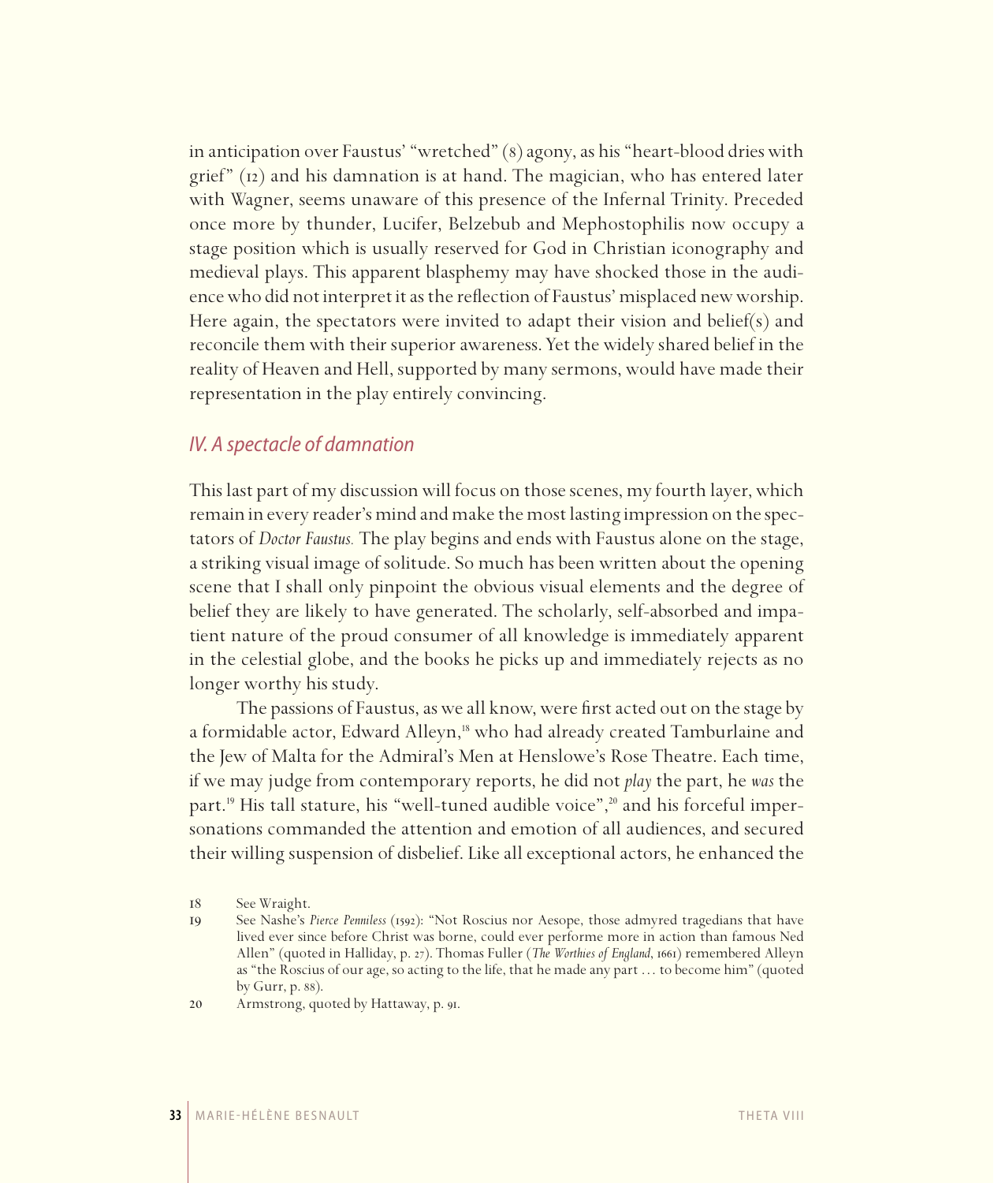in anticipation over Faustus' "wretched" (8) agony, as his "heart-blood dries with grief" (12) and his damnation is at hand. The magician, who has entered later with Wagner, seems unaware of this presence of the Infernal Trinity. Preceded once more by thunder, Lucifer, Belzebub and Mephostophilis now occupy a stage position which is usually reserved for God in Christian iconography and medieval plays. This apparent blasphemy may have shocked those in the audience who did not interpret it as the reflection of Faustus' misplaced new worship. Here again, the spectators were invited to adapt their vision and belief(s) and reconcile them with their superior awareness. Yet the widely shared belief in the reality of Heaven and Hell, supported by many sermons, would have made their representation in the play entirely convincing.

## *IV. A spectacle of damnation*

This last part of my discussion will focus on those scenes, my fourth layer, which remain in every reader's mind and make the most lasting impression on the spectators of *Doctor Faustus.* The play begins and ends with Faustus alone on the stage, a striking visual image of solitude. So much has been written about the opening scene that I shall only pinpoint the obvious visual elements and the degree of belief they are likely to have generated. The scholarly, self-absorbed and impatient nature of the proud consumer of all knowledge is immediately apparent in the celestial globe, and the books he picks up and immediately rejects as no longer worthy his study.

The passions of Faustus, as we all know, were first acted out on the stage by a formidable actor, Edward Alleyn,[18] who had already created Tamburlaine and the Jew of Malta for the Admiral's Men at Henslowe's Rose Theatre. Each time, if we may judge from contemporary reports, he did not *play* the part, he *was* the part.[19] His tall stature, his "well-tuned audible voice",[20] and his forceful impersonations commanded the attention and emotion of all audiences, and secured their willing suspension of disbelief. Like all exceptional actors, he enhanced the

18 See Wraight.

19 See Nashe's *Pierce Penniless* (1592): "Not Roscius nor Aesope, those admyred tragedians that have lived ever since before Christ was borne, could ever performe more in action than famous Ned Allen" (quoted in Halliday, p. 27). Thomas Fuller (*The Worthies of England*, 1661) remembered Alleyn as "the Roscius of our age, so acting to the life, that he made any part … to become him" (quoted by Gurr, p. 88).

20 Armstrong, quoted by Hattaway, p. 91.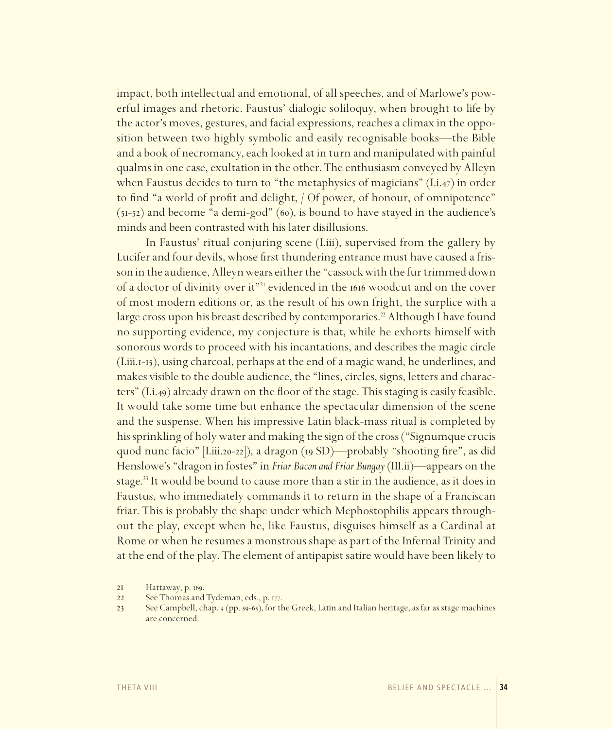impact, both intellectual and emotional, of all speeches, and of Marlowe's powerful images and rhetoric. Faustus' dialogic soliloquy, when brought to life by the actor's moves, gestures, and facial expressions, reaches a climax in the opposition between two highly symbolic and easily recognisable books—the Bible and a book of necromancy, each looked at in turn and manipulated with painful qualms in one case, exultation in the other. The enthusiasm conveyed by Alleyn when Faustus decides to turn to "the metaphysics of magicians" (I.i.47) in order to find "a world of profit and delight, / Of power, of honour, of omnipotence" (51-52) and become "a demi-god" (60), is bound to have stayed in the audience's minds and been contrasted with his later disillusions.

In Faustus' ritual conjuring scene (I.iii), supervised from the gallery by Lucifer and four devils, whose first thundering entrance must have caused a frisson in the audience, Alleyn wears either the "cassock with the fur trimmed down of a doctor of divinity over it"[21] evidenced in the 1616 woodcut and on the cover of most modern editions or, as the result of his own fright, the surplice with a large cross upon his breast described by contemporaries.[22] Although I have found no supporting evidence, my conjecture is that, while he exhorts himself with sonorous words to proceed with his incantations, and describes the magic circle (I.iii.1-15), using charcoal, perhaps at the end of a magic wand, he underlines, and makes visible to the double audience, the "lines, circles, signs, letters and characters" (I.i.49) already drawn on the floor of the stage. This staging is easily feasible. It would take some time but enhance the spectacular dimension of the scene and the suspense. When his impressive Latin black-mass ritual is completed by his sprinkling of holy water and making the sign of the cross ("Signumque crucis quod nunc facio" [I.iii.20-22]), a dragon (19 SD)—probably "shooting fire", as did Henslowe's "dragon in fostes" in *Friar Bacon and Friar Bungay* (III.ii)—appears on the stage.[23] It would be bound to cause more than a stir in the audience, as it does in Faustus, who immediately commands it to return in the shape of a Franciscan friar. This is probably the shape under which Mephostophilis appears throughout the play, except when he, like Faustus, disguises himself as a Cardinal at Rome or when he resumes a monstrous shape as part of the Infernal Trinity and at the end of the play. The element of antipapist satire would have been likely to

21 Hattaway, p. 169.

22 See Thomas and Tydeman, eds., p. 177.

23 See Campbell, chap. 4 (pp. 59-65), for the Greek, Latin and Italian heritage, as far as stage machines are concerned.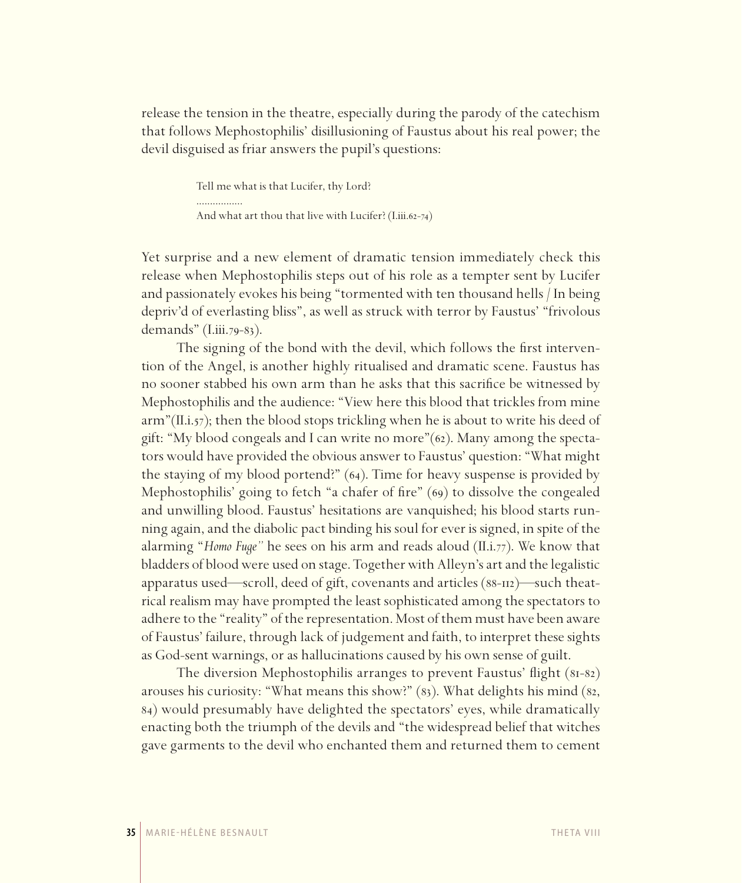release the tension in the theatre, especially during the parody of the catechism that follows Mephostophilis' disillusioning of Faustus about his real power; the devil disguised as friar answers the pupil's questions:

> Tell me what is that Lucifer, thy Lord?
> .................
> And what art thou that live with Lucifer? (I.iii.62-74)

Yet surprise and a new element of dramatic tension immediately check this release when Mephostophilis steps out of his role as a tempter sent by Lucifer and passionately evokes his being "tormented with ten thousand hells / In being depriv'd of everlasting bliss", as well as struck with terror by Faustus' "frivolous demands" (I.iii.79-83).

The signing of the bond with the devil, which follows the first intervention of the Angel, is another highly ritualised and dramatic scene. Faustus has no sooner stabbed his own arm than he asks that this sacrifice be witnessed by Mephostophilis and the audience: "View here this blood that trickles from mine arm"(II.i.57); then the blood stops trickling when he is about to write his deed of gift: "My blood congeals and I can write no more"(62). Many among the spectators would have provided the obvious answer to Faustus' question: "What might the staying of my blood portend?" (64). Time for heavy suspense is provided by Mephostophilis' going to fetch "a chafer of fire" (69) to dissolve the congealed and unwilling blood. Faustus' hesitations are vanquished; his blood starts running again, and the diabolic pact binding his soul for ever is signed, in spite of the alarming "*Homo Fuge"* he sees on his arm and reads aloud (II.i.77). We know that bladders of blood were used on stage. Together with Alleyn's art and the legalistic apparatus used—scroll, deed of gift, covenants and articles (88-112)—such theatrical realism may have prompted the least sophisticated among the spectators to adhere to the "reality" of the representation. Most of them must have been aware of Faustus' failure, through lack of judgement and faith, to interpret these sights as God-sent warnings, or as hallucinations caused by his own sense of guilt.

The diversion Mephostophilis arranges to prevent Faustus' flight (81-82) arouses his curiosity: "What means this show?" (83). What delights his mind (82, 84) would presumably have delighted the spectators' eyes, while dramatically enacting both the triumph of the devils and "the widespread belief that witches gave garments to the devil who enchanted them and returned them to cement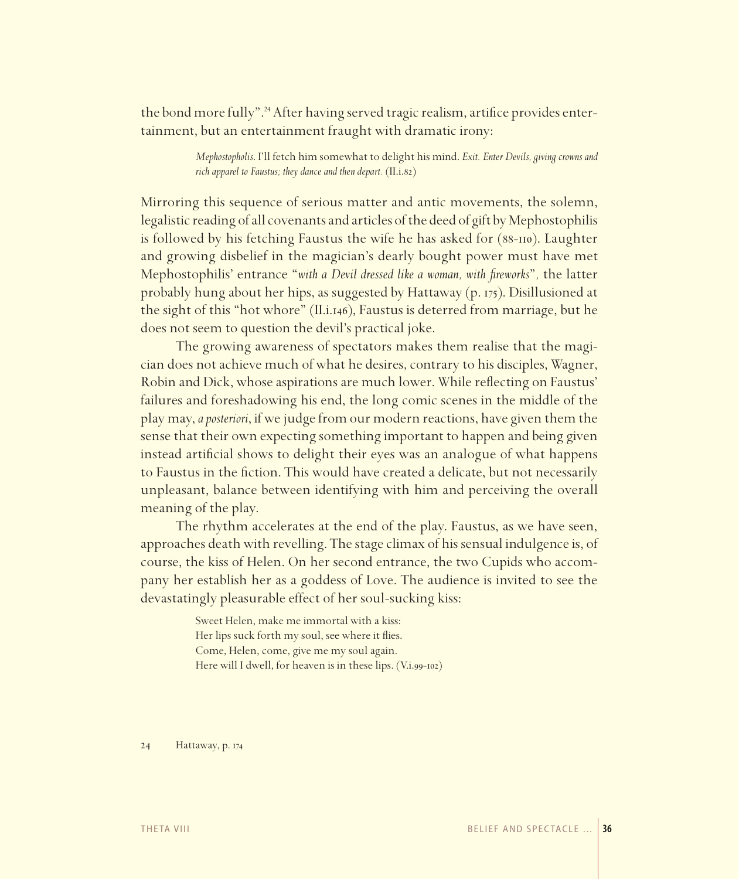the bond more fully".[24] After having served tragic realism, artifice provides entertainment, but an entertainment fraught with dramatic irony:

> *Mephostopholis*. I'll fetch him somewhat to delight his mind. *Exit. Enter Devils, giving crowns and rich apparel to Faustus; they dance and then depart.* (II.i.82)

Mirroring this sequence of serious matter and antic movements, the solemn, legalistic reading of all covenants and articles of the deed of gift by Mephostophilis is followed by his fetching Faustus the wife he has asked for (88-110). Laughter and growing disbelief in the magician's dearly bought power must have met Mephostophilis' entrance "*with a Devil dressed like a woman, with fireworks*", the latter probably hung about her hips, as suggested by Hattaway (p. 175). Disillusioned at the sight of this "hot whore" (II.i.146), Faustus is deterred from marriage, but he does not seem to question the devil's practical joke.

The growing awareness of spectators makes them realise that the magician does not achieve much of what he desires, contrary to his disciples, Wagner, Robin and Dick, whose aspirations are much lower. While reflecting on Faustus' failures and foreshadowing his end, the long comic scenes in the middle of the play may, *a posteriori*, if we judge from our modern reactions, have given them the sense that their own expecting something important to happen and being given instead artificial shows to delight their eyes was an analogue of what happens to Faustus in the fiction. This would have created a delicate, but not necessarily unpleasant, balance between identifying with him and perceiving the overall meaning of the play.

The rhythm accelerates at the end of the play. Faustus, as we have seen, approaches death with revelling. The stage climax of his sensual indulgence is, of course, the kiss of Helen. On her second entrance, the two Cupids who accompany her establish her as a goddess of Love. The audience is invited to see the devastatingly pleasurable effect of her soul-sucking kiss:

> Sweet Helen, make me immortal with a kiss:
> Her lips suck forth my soul, see where it flies.
> Come, Helen, come, give me my soul again.
> Here will I dwell, for heaven is in these lips. (V.i.99-102)

24 Hattaway, p. 174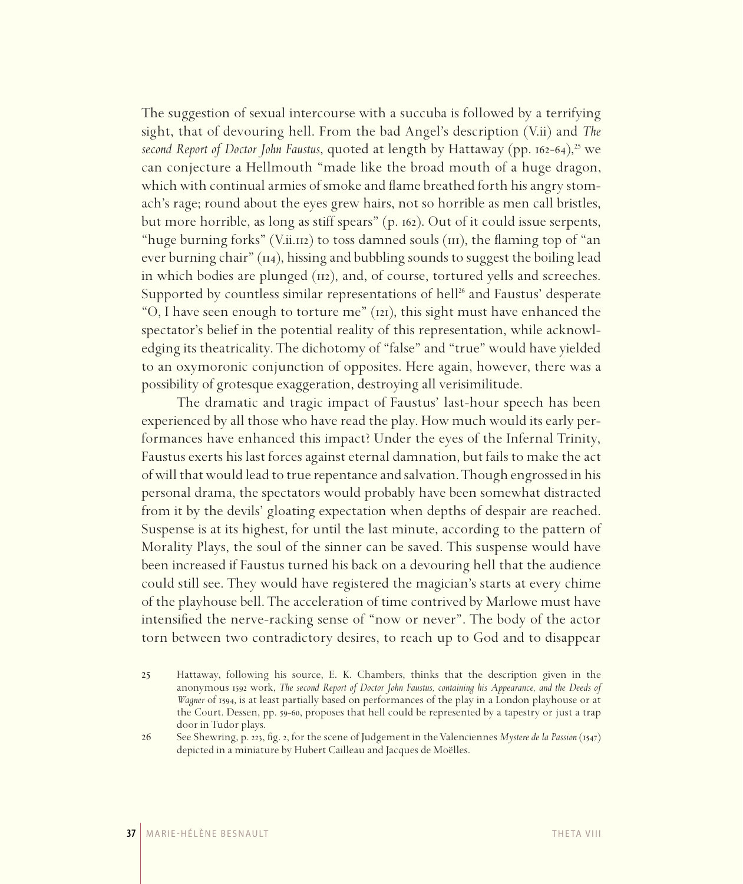The suggestion of sexual intercourse with a succuba is followed by a terrifying sight, that of devouring hell. From the bad Angel's description (V.ii) and *The second Report of Doctor John Faustus*, quoted at length by Hattaway (pp. 162-64),[25] we can conjecture a Hellmouth "made like the broad mouth of a huge dragon, which with continual armies of smoke and flame breathed forth his angry stomach's rage; round about the eyes grew hairs, not so horrible as men call bristles, but more horrible, as long as stiff spears" (p. 162). Out of it could issue serpents, "huge burning forks" (V.ii.112) to toss damned souls (111), the flaming top of "an ever burning chair" (114), hissing and bubbling sounds to suggest the boiling lead in which bodies are plunged (112), and, of course, tortured yells and screeches. Supported by countless similar representations of hell[26] and Faustus' desperate "O, I have seen enough to torture me" (121), this sight must have enhanced the spectator's belief in the potential reality of this representation, while acknowledging its theatricality. The dichotomy of "false" and "true" would have yielded to an oxymoronic conjunction of opposites. Here again, however, there was a possibility of grotesque exaggeration, destroying all verisimilitude.

The dramatic and tragic impact of Faustus' last-hour speech has been experienced by all those who have read the play. How much would its early performances have enhanced this impact? Under the eyes of the Infernal Trinity, Faustus exerts his last forces against eternal damnation, but fails to make the act of will that would lead to true repentance and salvation. Though engrossed in his personal drama, the spectators would probably have been somewhat distracted from it by the devils' gloating expectation when depths of despair are reached. Suspense is at its highest, for until the last minute, according to the pattern of Morality Plays, the soul of the sinner can be saved. This suspense would have been increased if Faustus turned his back on a devouring hell that the audience could still see. They would have registered the magician's starts at every chime of the playhouse bell. The acceleration of time contrived by Marlowe must have intensified the nerve-racking sense of "now or never". The body of the actor torn between two contradictory desires, to reach up to God and to disappear

25 Hattaway, following his source, E. K. Chambers, thinks that the description given in the anonymous 1592 work, *The second Report of Doctor John Faustus, containing his Appearance, and the Deeds of Wagner* of 1594, is at least partially based on performances of the play in a London playhouse or at the Court. Dessen, pp. 59-60, proposes that hell could be represented by a tapestry or just a trap door in Tudor plays.

26 See Shewring, p. 223, fig. 2, for the scene of Judgement in the Valenciennes *Mystere de la Passion* (1547) depicted in a miniature by Hubert Cailleau and Jacques de Moëlles.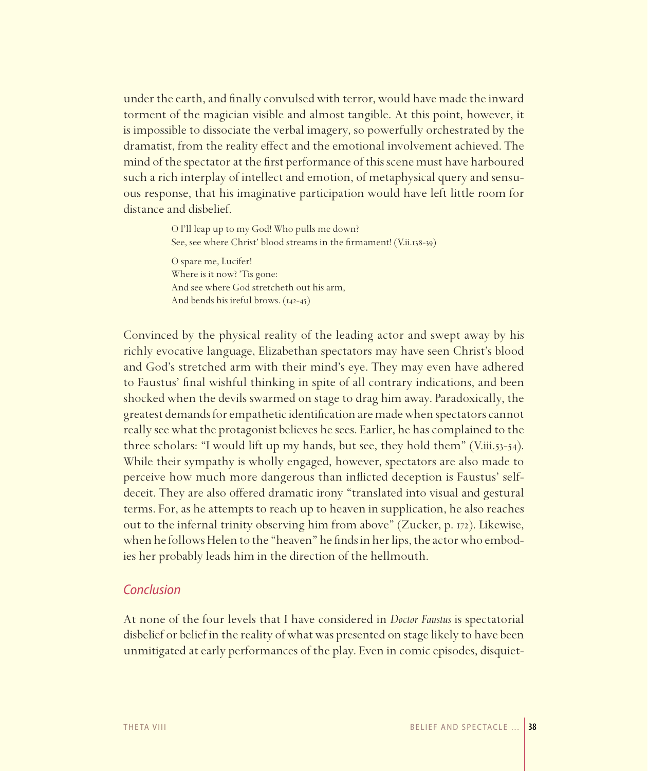under the earth, and finally convulsed with terror, would have made the inward torment of the magician visible and almost tangible. At this point, however, it is impossible to dissociate the verbal imagery, so powerfully orchestrated by the dramatist, from the reality effect and the emotional involvement achieved. The mind of the spectator at the first performance of this scene must have harboured such a rich interplay of intellect and emotion, of metaphysical query and sensuous response, that his imaginative participation would have left little room for distance and disbelief.

> O I'll leap up to my God! Who pulls me down?
> See, see where Christ' blood streams in the firmament! (V.ii.138-39)
>
> O spare me, Lucifer!
> Where is it now? 'Tis gone:
> And see where God stretcheth out his arm,
> And bends his ireful brows. (142-45)

Convinced by the physical reality of the leading actor and swept away by his richly evocative language, Elizabethan spectators may have seen Christ's blood and God's stretched arm with their mind's eye. They may even have adhered to Faustus' final wishful thinking in spite of all contrary indications, and been shocked when the devils swarmed on stage to drag him away. Paradoxically, the greatest demands for empathetic identification are made when spectators cannot really see what the protagonist believes he sees. Earlier, he has complained to the three scholars: "I would lift up my hands, but see, they hold them" (V.iii.53-54). While their sympathy is wholly engaged, however, spectators are also made to perceive how much more dangerous than inflicted deception is Faustus' self-deceit. They are also offered dramatic irony "translated into visual and gestural terms. For, as he attempts to reach up to heaven in supplication, he also reaches out to the infernal trinity observing him from above" (Zucker, p. 172). Likewise, when he follows Helen to the "heaven" he finds in her lips, the actor who embodies her probably leads him in the direction of the hellmouth.

## Conclusion

At none of the four levels that I have considered in *Doctor Faustus* is spectatorial disbelief or belief in the reality of what was presented on stage likely to have been unmitigated at early performances of the play. Even in comic episodes, disquiet-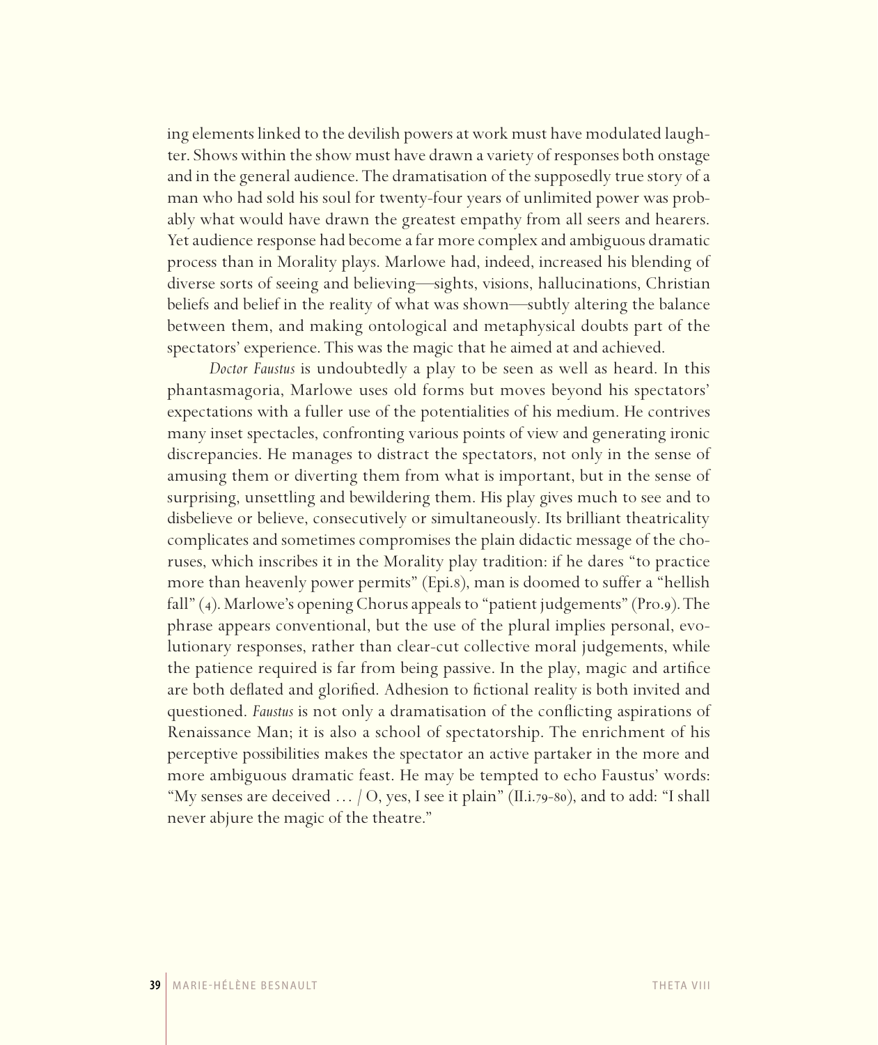ing elements linked to the devilish powers at work must have modulated laughter. Shows within the show must have drawn a variety of responses both onstage and in the general audience. The dramatisation of the supposedly true story of a man who had sold his soul for twenty-four years of unlimited power was probably what would have drawn the greatest empathy from all seers and hearers. Yet audience response had become a far more complex and ambiguous dramatic process than in Morality plays. Marlowe had, indeed, increased his blending of diverse sorts of seeing and believing—sights, visions, hallucinations, Christian beliefs and belief in the reality of what was shown—subtly altering the balance between them, and making ontological and metaphysical doubts part of the spectators' experience. This was the magic that he aimed at and achieved.

*Doctor Faustus* is undoubtedly a play to be seen as well as heard. In this phantasmagoria, Marlowe uses old forms but moves beyond his spectators' expectations with a fuller use of the potentialities of his medium. He contrives many inset spectacles, confronting various points of view and generating ironic discrepancies. He manages to distract the spectators, not only in the sense of amusing them or diverting them from what is important, but in the sense of surprising, unsettling and bewildering them. His play gives much to see and to disbelieve or believe, consecutively or simultaneously. Its brilliant theatricality complicates and sometimes compromises the plain didactic message of the choruses, which inscribes it in the Morality play tradition: if he dares "to practice more than heavenly power permits" (Epi.8), man is doomed to suffer a "hellish fall" (4). Marlowe's opening Chorus appeals to "patient judgements" (Pro.9). The phrase appears conventional, but the use of the plural implies personal, evolutionary responses, rather than clear-cut collective moral judgements, while the patience required is far from being passive. In the play, magic and artifice are both deflated and glorified. Adhesion to fictional reality is both invited and questioned. *Faustus* is not only a dramatisation of the conflicting aspirations of Renaissance Man; it is also a school of spectatorship. The enrichment of his perceptive possibilities makes the spectator an active partaker in the more and more ambiguous dramatic feast. He may be tempted to echo Faustus' words: "My senses are deceived … / O, yes, I see it plain" (II.i.79-80), and to add: "I shall never abjure the magic of the theatre."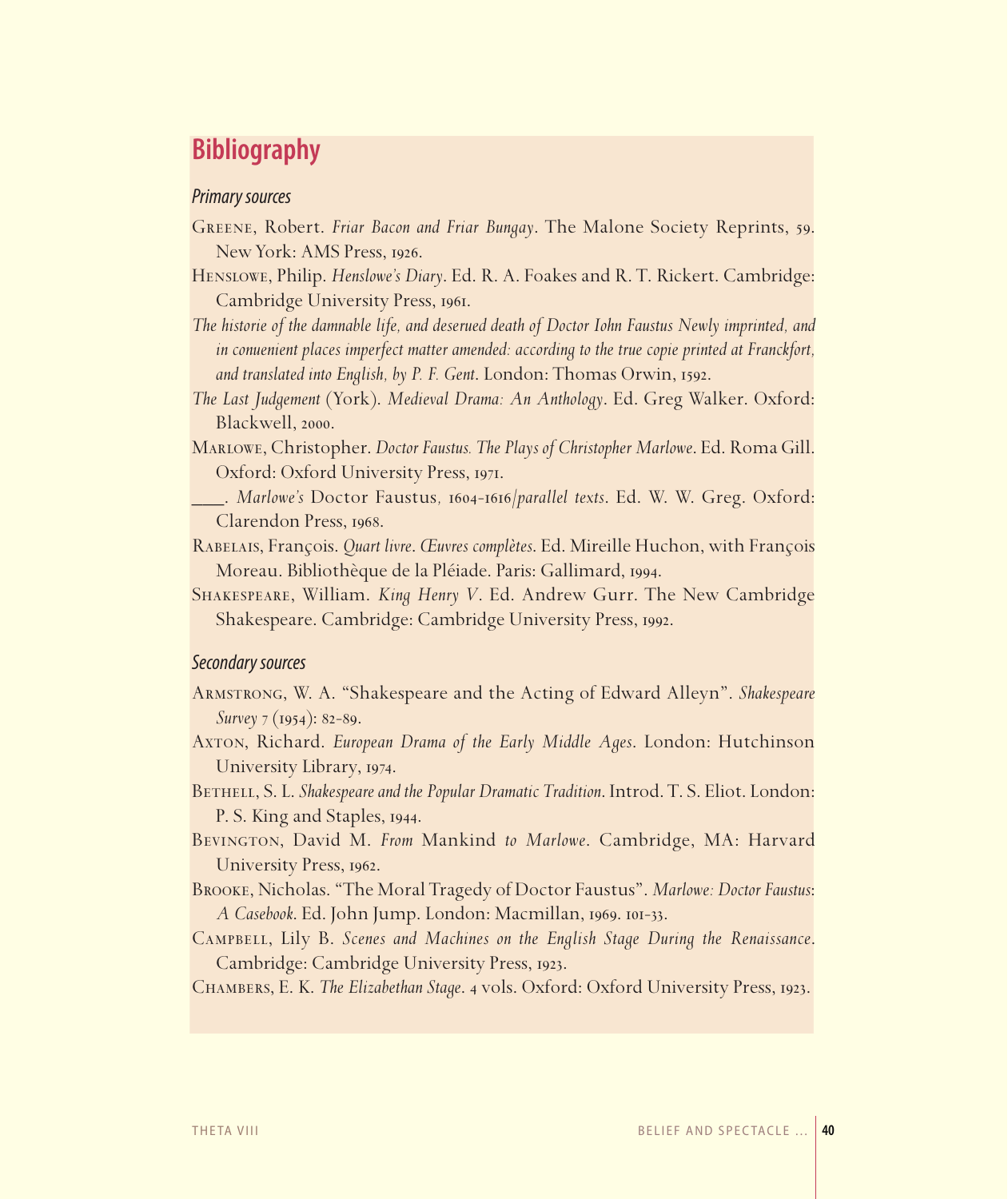## Bibliography

### *Primary sources*

Greene, Robert. *Friar Bacon and Friar Bungay*. The Malone Society Reprints, 59. New York: AMS Press, 1926.

Henslowe, Philip. *Henslowe's Diary*. Ed. R. A. Foakes and R. T. Rickert. Cambridge: Cambridge University Press, 1961.

*The historie of the damnable life, and deserued death of Doctor Iohn Faustus Newly imprinted, and in conuenient places imperfect matter amended: according to the true copie printed at Franckfort, and translated into English, by P. F. Gent*. London: Thomas Orwin, 1592.

*The Last Judgement* (York). *Medieval Drama: An Anthology*. Ed. Greg Walker. Oxford: Blackwell, 2000.

Marlowe, Christopher. *Doctor Faustus. The Plays of Christopher Marlowe*. Ed. Roma Gill. Oxford: Oxford University Press, 1971.

\_\_\_\_. *Marlowe's* Doctor Faustus*, 1604-1616/parallel texts*. Ed. W. W. Greg. Oxford: Clarendon Press, 1968.

Rabelais, François. *Quart livre*. *Œuvres complètes*. Ed. Mireille Huchon, with François Moreau. Bibliothèque de la Pléiade. Paris: Gallimard, 1994.

Shakespeare, William. *King Henry V*. Ed. Andrew Gurr. The New Cambridge Shakespeare. Cambridge: Cambridge University Press, 1992.

### *Secondary sources*

Armstrong, W. A. "Shakespeare and the Acting of Edward Alleyn". *Shakespeare Survey* 7 (1954): 82-89.

Axton, Richard. *European Drama of the Early Middle Ages*. London: Hutchinson University Library, 1974.

Bethell, S. L. *Shakespeare and the Popular Dramatic Tradition*. Introd. T. S. Eliot. London: P. S. King and Staples, 1944.

Bevington, David M. *From* Mankind *to Marlowe*. Cambridge, MA: Harvard University Press, 1962.

Brooke, Nicholas. "The Moral Tragedy of Doctor Faustus". *Marlowe: Doctor Faustus: A Casebook*. Ed. John Jump. London: Macmillan, 1969. 101-33.

Campbell, Lily B. *Scenes and Machines on the English Stage During the Renaissance*. Cambridge: Cambridge University Press, 1923.

Chambers, E. K. *The Elizabethan Stage*. 4 vols. Oxford: Oxford University Press, 1923.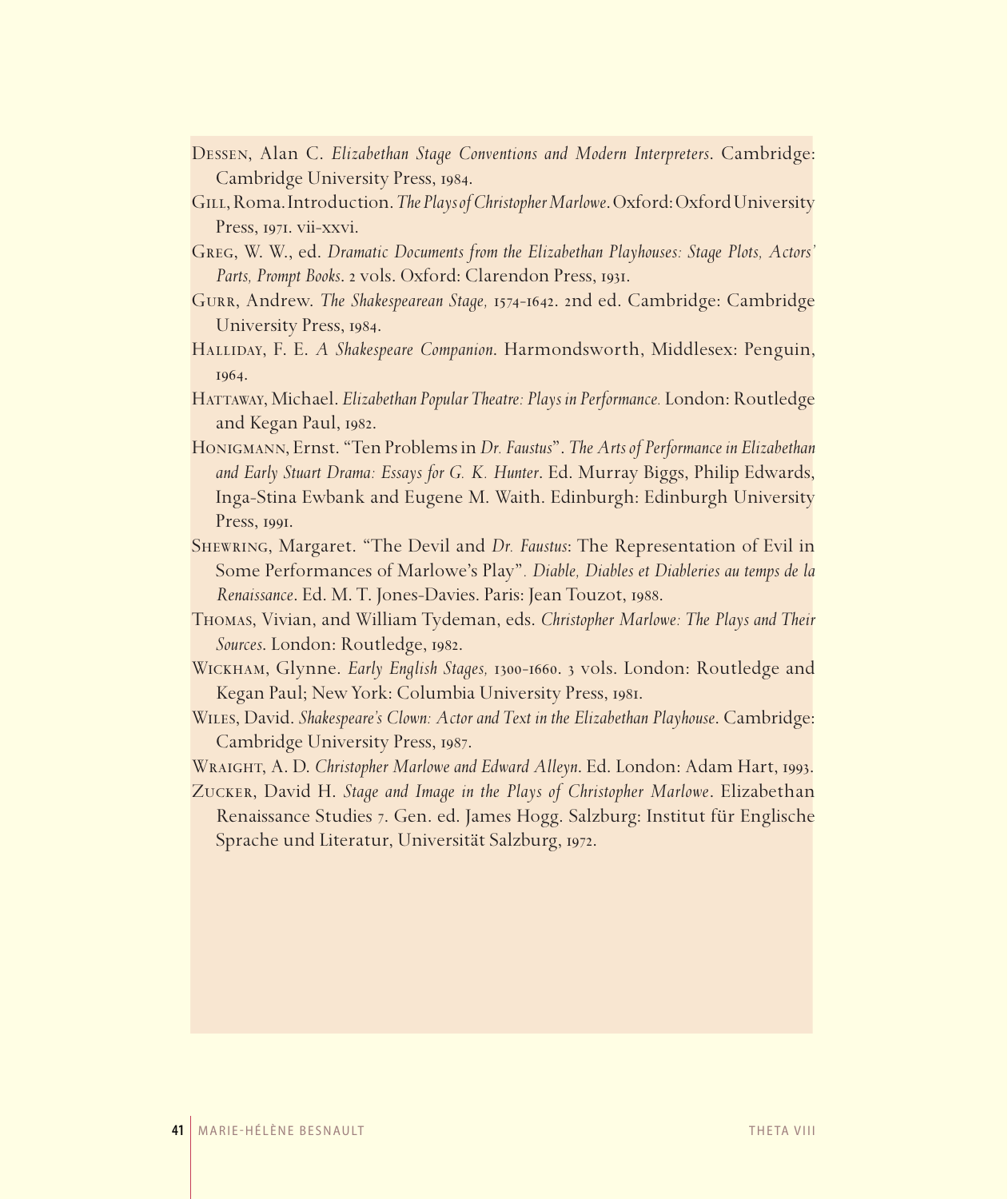Dessen, Alan C. *Elizabethan Stage Conventions and Modern Interpreters*. Cambridge: Cambridge University Press, 1984.

Gill, Roma. Introduction. *The Plays of Christopher Marlowe*. Oxford: Oxford University Press, 1971. vii-xxvi.

Greg, W. W., ed. *Dramatic Documents from the Elizabethan Playhouses: Stage Plots, Actors' Parts, Prompt Books*. 2 vols. Oxford: Clarendon Press, 1931.

Gurr, Andrew. *The Shakespearean Stage,* 1574-1642. 2nd ed. Cambridge: Cambridge University Press, 1984.

Halliday, F. E. *A Shakespeare Companion*. Harmondsworth, Middlesex: Penguin, 1964.

Hattaway, Michael. *Elizabethan Popular Theatre: Plays in Performance.* London: Routledge and Kegan Paul, 1982.

Honigmann, Ernst. "Ten Problems in *Dr. Faustus*". *The Arts of Performance in Elizabethan and Early Stuart Drama: Essays for G. K. Hunter*. Ed. Murray Biggs, Philip Edwards, Inga-Stina Ewbank and Eugene M. Waith. Edinburgh: Edinburgh University Press, 1991.

Shewring, Margaret. "The Devil and *Dr. Faustus*: The Representation of Evil in Some Performances of Marlowe's Play". *Diable, Diables et Diableries au temps de la Renaissance*. Ed. M. T. Jones-Davies. Paris: Jean Touzot, 1988.

Thomas, Vivian, and William Tydeman, eds. *Christopher Marlowe: The Plays and Their Sources*. London: Routledge, 1982.

Wickham, Glynne. *Early English Stages,* 1300-1660. 3 vols. London: Routledge and Kegan Paul; New York: Columbia University Press, 1981.

Wiles, David. *Shakespeare's Clown: Actor and Text in the Elizabethan Playhouse*. Cambridge: Cambridge University Press, 1987.

Wraight, A. D. *Christopher Marlowe and Edward Alleyn*. Ed. London: Adam Hart, 1993.

Zucker, David H. *Stage and Image in the Plays of Christopher Marlowe*. Elizabethan Renaissance Studies 7. Gen. ed. James Hogg. Salzburg: Institut für Englische Sprache und Literatur, Universität Salzburg, 1972.